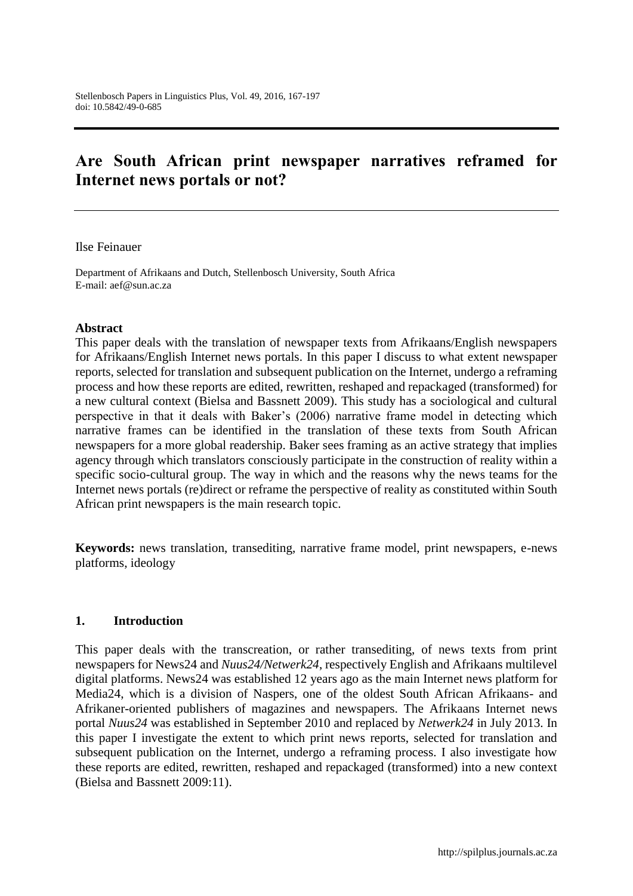# Are South African print newspaper narratives reframed for Internet news portals or not?

Ilse Feinauer

Department of Afrikaans and Dutch, Stellenbosch University, South Africa
E-mail: aef@sun.ac.za

**Abstract**

This paper deals with the translation of newspaper texts from Afrikaans/English newspapers for Afrikaans/English Internet news portals. In this paper I discuss to what extent newspaper reports, selected for translation and subsequent publication on the Internet, undergo a reframing process and how these reports are edited, rewritten, reshaped and repackaged (transformed) for a new cultural context (Bielsa and Bassnett 2009). This study has a sociological and cultural perspective in that it deals with Baker's (2006) narrative frame model in detecting which narrative frames can be identified in the translation of these texts from South African newspapers for a more global readership. Baker sees framing as an active strategy that implies agency through which translators consciously participate in the construction of reality within a specific socio-cultural group. The way in which and the reasons why the news teams for the Internet news portals (re)direct or reframe the perspective of reality as constituted within South African print newspapers is the main research topic.

**Keywords:** news translation, transediting, narrative frame model, print newspapers, e-news platforms, ideology

## 1. Introduction

This paper deals with the transcreation, or rather transediting, of news texts from print newspapers for News24 and *Nuus24/Netwerk24*, respectively English and Afrikaans multilevel digital platforms. News24 was established 12 years ago as the main Internet news platform for Media24, which is a division of Naspers, one of the oldest South African Afrikaans- and Afrikaner-oriented publishers of magazines and newspapers. The Afrikaans Internet news portal *Nuus24* was established in September 2010 and replaced by *Netwerk24* in July 2013. In this paper I investigate the extent to which print news reports, selected for translation and subsequent publication on the Internet, undergo a reframing process. I also investigate how these reports are edited, rewritten, reshaped and repackaged (transformed) into a new context (Bielsa and Bassnett 2009:11).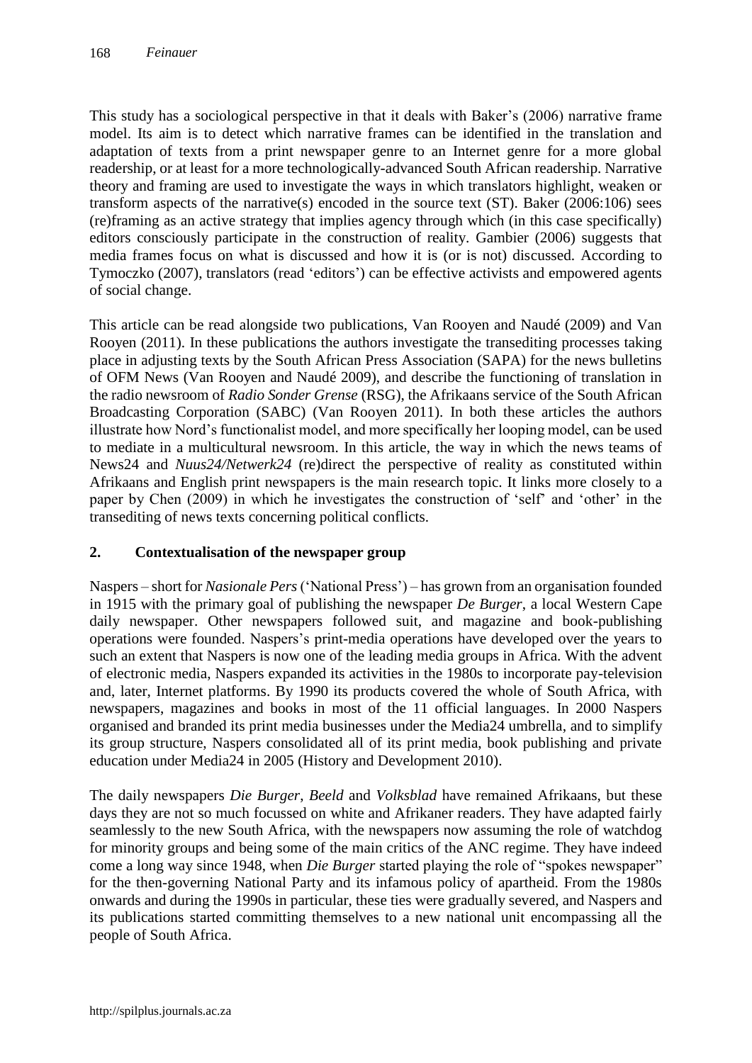This study has a sociological perspective in that it deals with Baker's (2006) narrative frame model. Its aim is to detect which narrative frames can be identified in the translation and adaptation of texts from a print newspaper genre to an Internet genre for a more global readership, or at least for a more technologically-advanced South African readership. Narrative theory and framing are used to investigate the ways in which translators highlight, weaken or transform aspects of the narrative(s) encoded in the source text (ST). Baker (2006:106) sees (re)framing as an active strategy that implies agency through which (in this case specifically) editors consciously participate in the construction of reality. Gambier (2006) suggests that media frames focus on what is discussed and how it is (or is not) discussed. According to Tymoczko (2007), translators (read 'editors') can be effective activists and empowered agents of social change.

This article can be read alongside two publications, Van Rooyen and Naudé (2009) and Van Rooyen (2011). In these publications the authors investigate the transediting processes taking place in adjusting texts by the South African Press Association (SAPA) for the news bulletins of OFM News (Van Rooyen and Naudé 2009), and describe the functioning of translation in the radio newsroom of *Radio Sonder Grense* (RSG), the Afrikaans service of the South African Broadcasting Corporation (SABC) (Van Rooyen 2011). In both these articles the authors illustrate how Nord's functionalist model, and more specifically her looping model, can be used to mediate in a multicultural newsroom. In this article, the way in which the news teams of News24 and *Nuus24/Netwerk24* (re)direct the perspective of reality as constituted within Afrikaans and English print newspapers is the main research topic. It links more closely to a paper by Chen (2009) in which he investigates the construction of 'self' and 'other' in the transediting of news texts concerning political conflicts.

## 2. Contextualisation of the newspaper group

Naspers – short for *Nasionale Pers* ('National Press') – has grown from an organisation founded in 1915 with the primary goal of publishing the newspaper *De Burger*, a local Western Cape daily newspaper. Other newspapers followed suit, and magazine and book-publishing operations were founded. Naspers's print-media operations have developed over the years to such an extent that Naspers is now one of the leading media groups in Africa. With the advent of electronic media, Naspers expanded its activities in the 1980s to incorporate pay-television and, later, Internet platforms. By 1990 its products covered the whole of South Africa, with newspapers, magazines and books in most of the 11 official languages. In 2000 Naspers organised and branded its print media businesses under the Media24 umbrella, and to simplify its group structure, Naspers consolidated all of its print media, book publishing and private education under Media24 in 2005 (History and Development 2010).

The daily newspapers *Die Burger*, *Beeld* and *Volksblad* have remained Afrikaans, but these days they are not so much focussed on white and Afrikaner readers. They have adapted fairly seamlessly to the new South Africa, with the newspapers now assuming the role of watchdog for minority groups and being some of the main critics of the ANC regime. They have indeed come a long way since 1948, when *Die Burger* started playing the role of "spokes newspaper" for the then-governing National Party and its infamous policy of apartheid. From the 1980s onwards and during the 1990s in particular, these ties were gradually severed, and Naspers and its publications started committing themselves to a new national unit encompassing all the people of South Africa.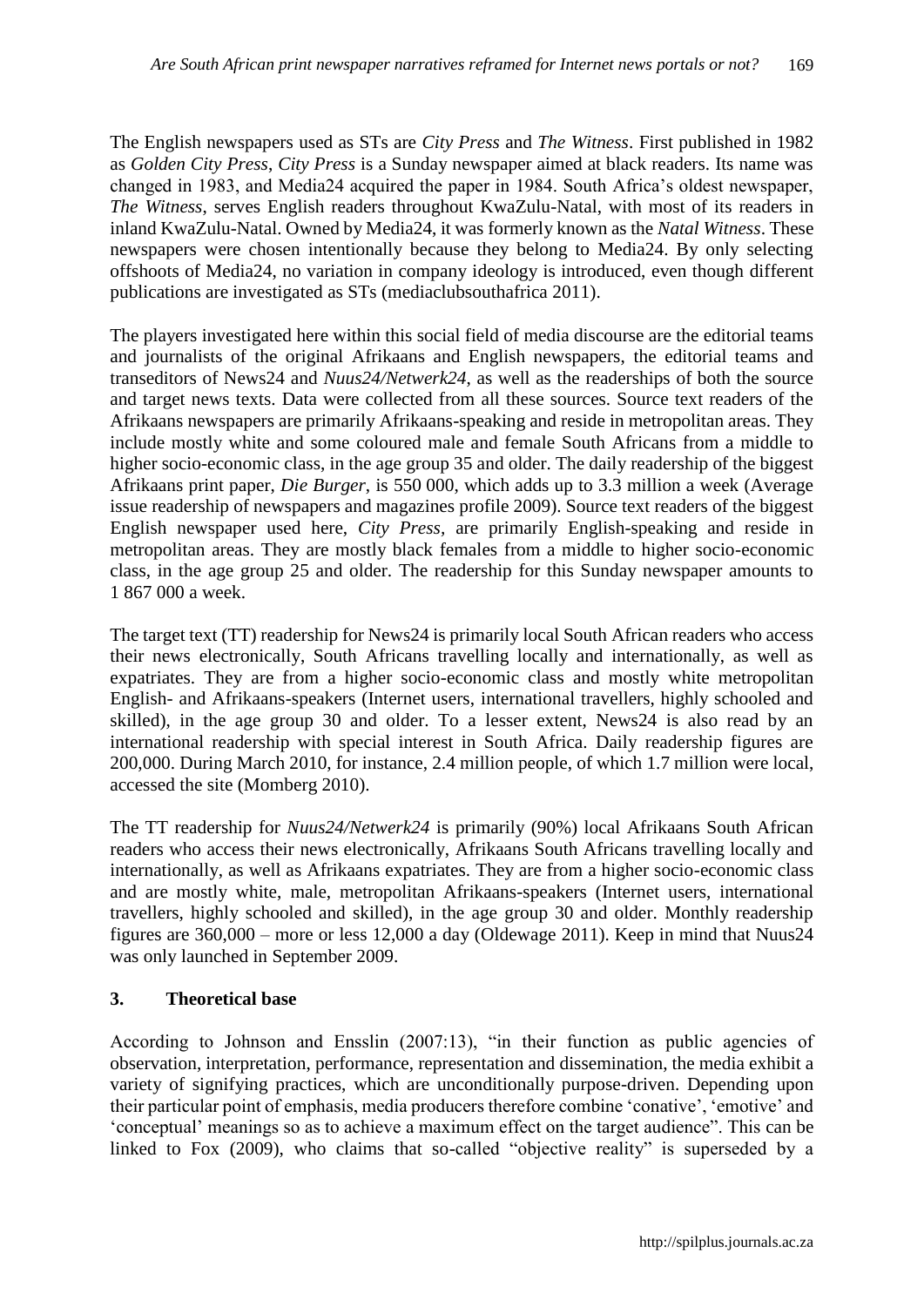The English newspapers used as STs are *City Press* and *The Witness*. First published in 1982 as *Golden City Press*, *City Press* is a Sunday newspaper aimed at black readers. Its name was changed in 1983, and Media24 acquired the paper in 1984. South Africa's oldest newspaper, *The Witness*, serves English readers throughout KwaZulu-Natal, with most of its readers in inland KwaZulu-Natal. Owned by Media24, it was formerly known as the *Natal Witness*. These newspapers were chosen intentionally because they belong to Media24. By only selecting offshoots of Media24, no variation in company ideology is introduced, even though different publications are investigated as STs (mediaclubsouthafrica 2011).

The players investigated here within this social field of media discourse are the editorial teams and journalists of the original Afrikaans and English newspapers, the editorial teams and transeditors of News24 and *Nuus24/Netwerk24*, as well as the readerships of both the source and target news texts. Data were collected from all these sources. Source text readers of the Afrikaans newspapers are primarily Afrikaans-speaking and reside in metropolitan areas. They include mostly white and some coloured male and female South Africans from a middle to higher socio-economic class, in the age group 35 and older. The daily readership of the biggest Afrikaans print paper, *Die Burger*, is 550 000, which adds up to 3.3 million a week (Average issue readership of newspapers and magazines profile 2009). Source text readers of the biggest English newspaper used here, *City Press*, are primarily English-speaking and reside in metropolitan areas. They are mostly black females from a middle to higher socio-economic class, in the age group 25 and older. The readership for this Sunday newspaper amounts to 1 867 000 a week.

The target text (TT) readership for News24 is primarily local South African readers who access their news electronically, South Africans travelling locally and internationally, as well as expatriates. They are from a higher socio-economic class and mostly white metropolitan English- and Afrikaans-speakers (Internet users, international travellers, highly schooled and skilled), in the age group 30 and older. To a lesser extent, News24 is also read by an international readership with special interest in South Africa. Daily readership figures are 200,000. During March 2010, for instance, 2.4 million people, of which 1.7 million were local, accessed the site (Momberg 2010).

The TT readership for *Nuus24/Netwerk24* is primarily (90%) local Afrikaans South African readers who access their news electronically, Afrikaans South Africans travelling locally and internationally, as well as Afrikaans expatriates. They are from a higher socio-economic class and are mostly white, male, metropolitan Afrikaans-speakers (Internet users, international travellers, highly schooled and skilled), in the age group 30 and older. Monthly readership figures are 360,000 – more or less 12,000 a day (Oldewage 2011). Keep in mind that Nuus24 was only launched in September 2009.

## 3. Theoretical base

According to Johnson and Ensslin (2007:13), "in their function as public agencies of observation, interpretation, performance, representation and dissemination, the media exhibit a variety of signifying practices, which are unconditionally purpose-driven. Depending upon their particular point of emphasis, media producers therefore combine 'conative', 'emotive' and 'conceptual' meanings so as to achieve a maximum effect on the target audience". This can be linked to Fox (2009), who claims that so-called "objective reality" is superseded by a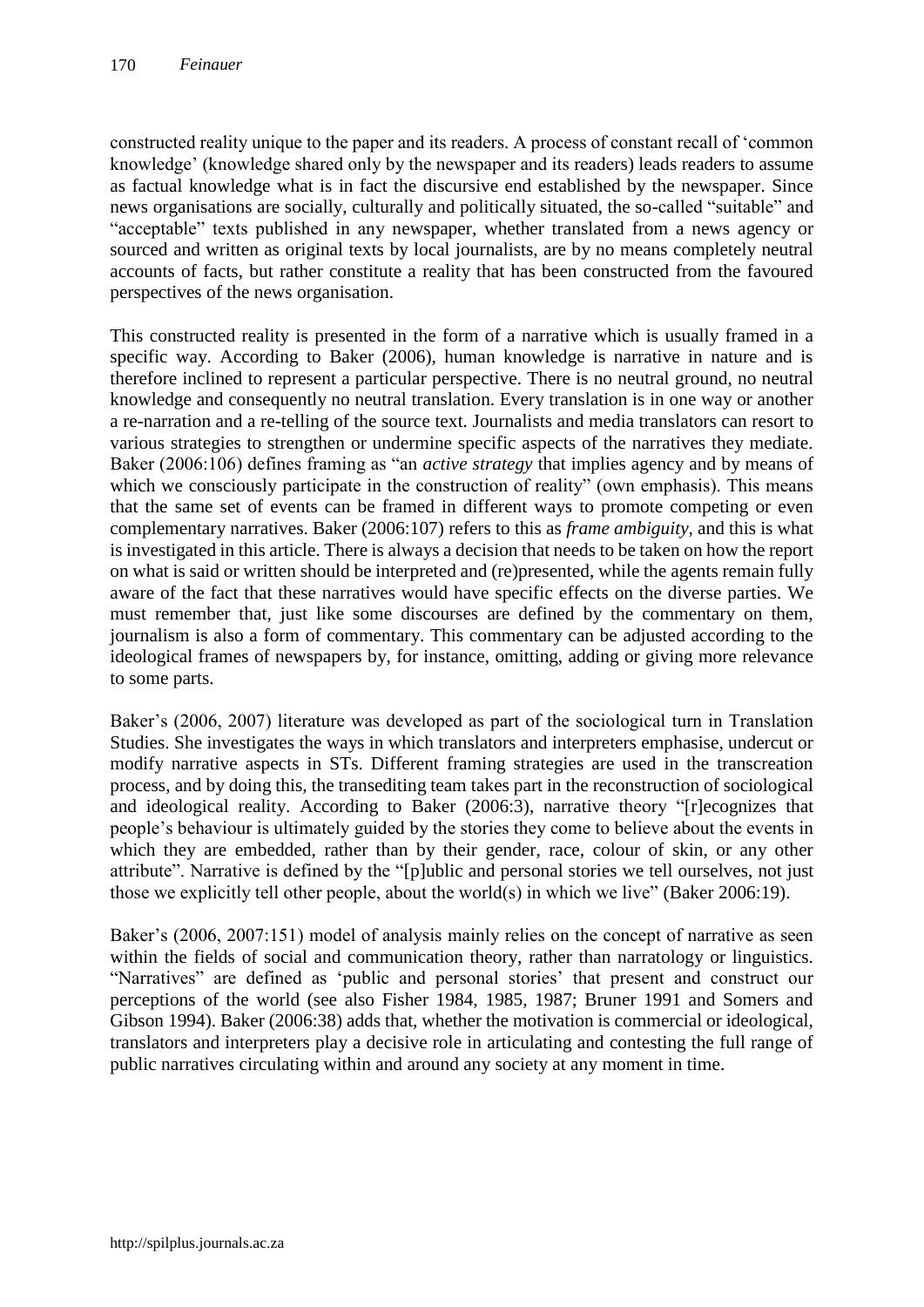constructed reality unique to the paper and its readers. A process of constant recall of 'common knowledge' (knowledge shared only by the newspaper and its readers) leads readers to assume as factual knowledge what is in fact the discursive end established by the newspaper. Since news organisations are socially, culturally and politically situated, the so-called "suitable" and "acceptable" texts published in any newspaper, whether translated from a news agency or sourced and written as original texts by local journalists, are by no means completely neutral accounts of facts, but rather constitute a reality that has been constructed from the favoured perspectives of the news organisation.

This constructed reality is presented in the form of a narrative which is usually framed in a specific way. According to Baker (2006), human knowledge is narrative in nature and is therefore inclined to represent a particular perspective. There is no neutral ground, no neutral knowledge and consequently no neutral translation. Every translation is in one way or another a re-narration and a re-telling of the source text. Journalists and media translators can resort to various strategies to strengthen or undermine specific aspects of the narratives they mediate. Baker (2006:106) defines framing as "an *active strategy* that implies agency and by means of which we consciously participate in the construction of reality" (own emphasis). This means that the same set of events can be framed in different ways to promote competing or even complementary narratives. Baker (2006:107) refers to this as *frame ambiguity*, and this is what is investigated in this article. There is always a decision that needs to be taken on how the report on what is said or written should be interpreted and (re)presented, while the agents remain fully aware of the fact that these narratives would have specific effects on the diverse parties. We must remember that, just like some discourses are defined by the commentary on them, journalism is also a form of commentary. This commentary can be adjusted according to the ideological frames of newspapers by, for instance, omitting, adding or giving more relevance to some parts.

Baker's (2006, 2007) literature was developed as part of the sociological turn in Translation Studies. She investigates the ways in which translators and interpreters emphasise, undercut or modify narrative aspects in STs. Different framing strategies are used in the transcreation process, and by doing this, the transediting team takes part in the reconstruction of sociological and ideological reality. According to Baker (2006:3), narrative theory "[r]ecognizes that people's behaviour is ultimately guided by the stories they come to believe about the events in which they are embedded, rather than by their gender, race, colour of skin, or any other attribute". Narrative is defined by the "[p]ublic and personal stories we tell ourselves, not just those we explicitly tell other people, about the world(s) in which we live" (Baker 2006:19).

Baker's (2006, 2007:151) model of analysis mainly relies on the concept of narrative as seen within the fields of social and communication theory, rather than narratology or linguistics. "Narratives" are defined as 'public and personal stories' that present and construct our perceptions of the world (see also Fisher 1984, 1985, 1987; Bruner 1991 and Somers and Gibson 1994). Baker (2006:38) adds that, whether the motivation is commercial or ideological, translators and interpreters play a decisive role in articulating and contesting the full range of public narratives circulating within and around any society at any moment in time.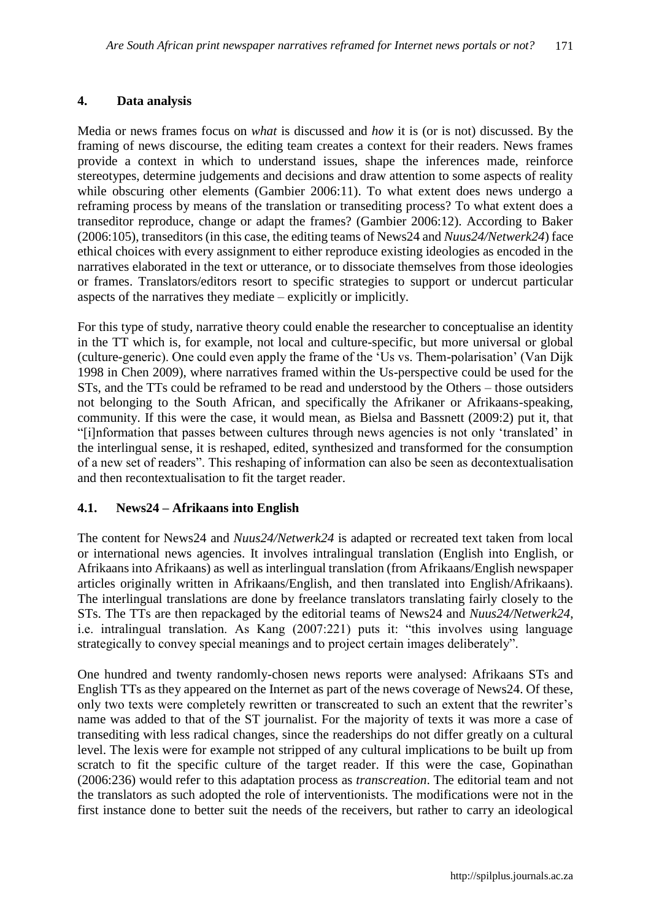## 4. Data analysis

Media or news frames focus on *what* is discussed and *how* it is (or is not) discussed. By the framing of news discourse, the editing team creates a context for their readers. News frames provide a context in which to understand issues, shape the inferences made, reinforce stereotypes, determine judgements and decisions and draw attention to some aspects of reality while obscuring other elements (Gambier 2006:11). To what extent does news undergo a reframing process by means of the translation or transediting process? To what extent does a transeditor reproduce, change or adapt the frames? (Gambier 2006:12). According to Baker (2006:105), transeditors (in this case, the editing teams of News24 and *Nuus24/Netwerk24*) face ethical choices with every assignment to either reproduce existing ideologies as encoded in the narratives elaborated in the text or utterance, or to dissociate themselves from those ideologies or frames. Translators/editors resort to specific strategies to support or undercut particular aspects of the narratives they mediate – explicitly or implicitly.

For this type of study, narrative theory could enable the researcher to conceptualise an identity in the TT which is, for example, not local and culture-specific, but more universal or global (culture-generic). One could even apply the frame of the 'Us vs. Them-polarisation' (Van Dijk 1998 in Chen 2009), where narratives framed within the Us-perspective could be used for the STs, and the TTs could be reframed to be read and understood by the Others – those outsiders not belonging to the South African, and specifically the Afrikaner or Afrikaans-speaking, community. If this were the case, it would mean, as Bielsa and Bassnett (2009:2) put it, that "[i]nformation that passes between cultures through news agencies is not only 'translated' in the interlingual sense, it is reshaped, edited, synthesized and transformed for the consumption of a new set of readers". This reshaping of information can also be seen as decontextualisation and then recontextualisation to fit the target reader.

### 4.1. News24 – Afrikaans into English

The content for News24 and *Nuus24/Netwerk24* is adapted or recreated text taken from local or international news agencies. It involves intralingual translation (English into English, or Afrikaans into Afrikaans) as well as interlingual translation (from Afrikaans/English newspaper articles originally written in Afrikaans/English, and then translated into English/Afrikaans). The interlingual translations are done by freelance translators translating fairly closely to the STs. The TTs are then repackaged by the editorial teams of News24 and *Nuus24/Netwerk24*, i.e. intralingual translation. As Kang (2007:221) puts it: "this involves using language strategically to convey special meanings and to project certain images deliberately".

One hundred and twenty randomly-chosen news reports were analysed: Afrikaans STs and English TTs as they appeared on the Internet as part of the news coverage of News24. Of these, only two texts were completely rewritten or transcreated to such an extent that the rewriter's name was added to that of the ST journalist. For the majority of texts it was more a case of transediting with less radical changes, since the readerships do not differ greatly on a cultural level. The lexis were for example not stripped of any cultural implications to be built up from scratch to fit the specific culture of the target reader. If this were the case, Gopinathan (2006:236) would refer to this adaptation process as *transcreation*. The editorial team and not the translators as such adopted the role of interventionists. The modifications were not in the first instance done to better suit the needs of the receivers, but rather to carry an ideological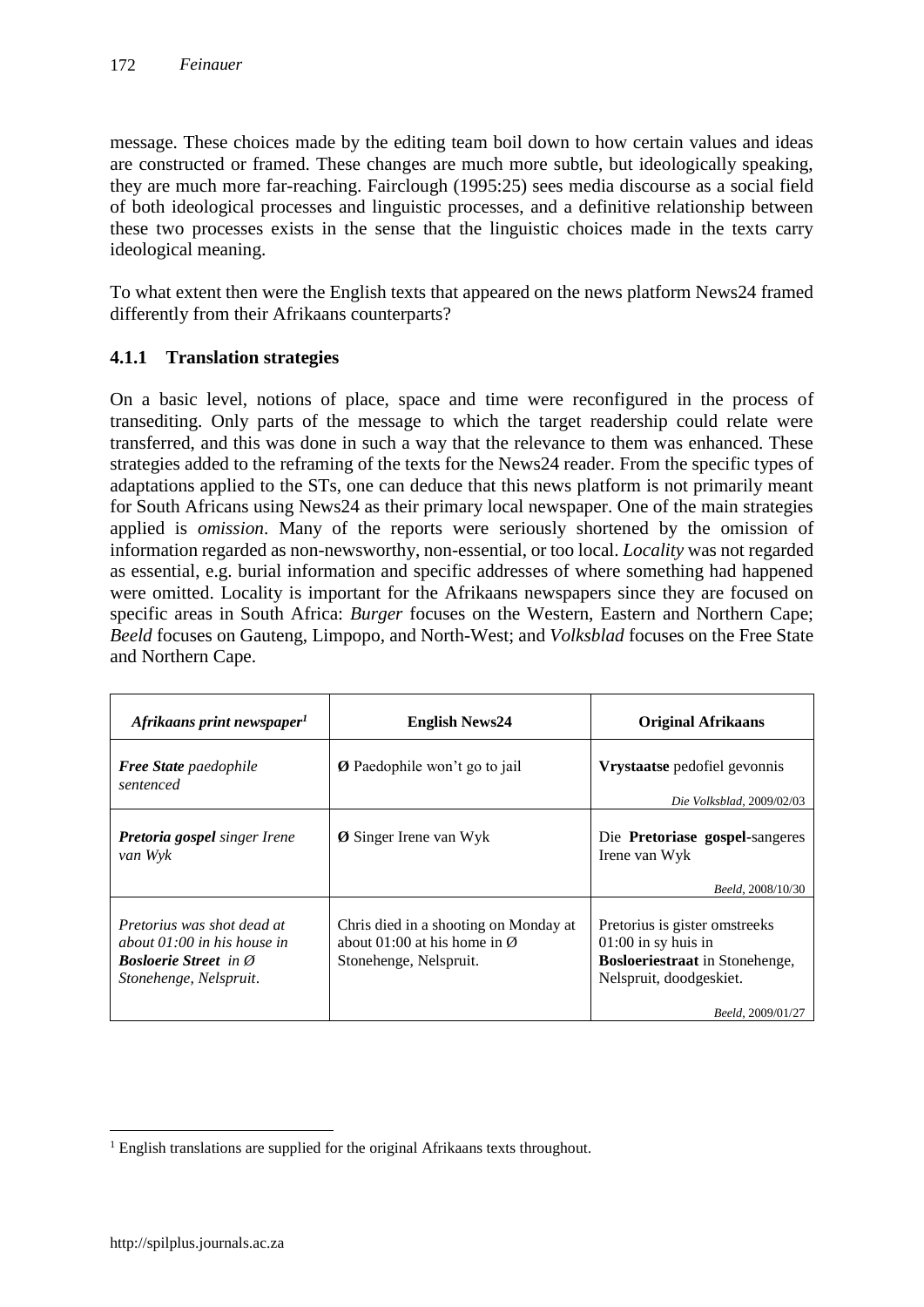message. These choices made by the editing team boil down to how certain values and ideas are constructed or framed. These changes are much more subtle, but ideologically speaking, they are much more far-reaching. Fairclough (1995:25) sees media discourse as a social field of both ideological processes and linguistic processes, and a definitive relationship between these two processes exists in the sense that the linguistic choices made in the texts carry ideological meaning.

To what extent then were the English texts that appeared on the news platform News24 framed differently from their Afrikaans counterparts?

### 4.1.1 Translation strategies

On a basic level, notions of place, space and time were reconfigured in the process of transediting. Only parts of the message to which the target readership could relate were transferred, and this was done in such a way that the relevance to them was enhanced. These strategies added to the reframing of the texts for the News24 reader. From the specific types of adaptations applied to the STs, one can deduce that this news platform is not primarily meant for South Africans using News24 as their primary local newspaper. One of the main strategies applied is *omission*. Many of the reports were seriously shortened by the omission of information regarded as non-newsworthy, non-essential, or too local. *Locality* was not regarded as essential, e.g. burial information and specific addresses of where something had happened were omitted. Locality is important for the Afrikaans newspapers since they are focused on specific areas in South Africa: *Burger* focuses on the Western, Eastern and Northern Cape; *Beeld* focuses on Gauteng, Limpopo, and North-West; and *Volksblad* focuses on the Free State and Northern Cape.

| *Afrikaans print newspaper*[1] | **English News24** | **Original Afrikaans** |
|---|---|---|
| ***Free State*** *paedophile sentenced* | **Ø** Paedophile won't go to jail | **Vrystaatse** pedofiel gevonnis<br>*Die Volksblad*, 2009/02/03 |
| ***Pretoria gospel*** *singer Irene van Wyk* | **Ø** Singer Irene van Wyk | Die **Pretoriase gospel**-sangeres Irene van Wyk<br>*Beeld*, 2008/10/30 |
| *Pretorius was shot dead at about 01:00 in his house in* ***Bosloerie Street*** *in Ø Stonehenge, Nelspruit.* | Chris died in a shooting on Monday at about 01:00 at his home in Ø Stonehenge, Nelspruit. | Pretorius is gister omstreeks 01:00 in sy huis in **Bosloeriestraat** in Stonehenge, Nelspruit, doodgeskiet.<br>*Beeld*, 2009/01/27 |

[1] English translations are supplied for the original Afrikaans texts throughout.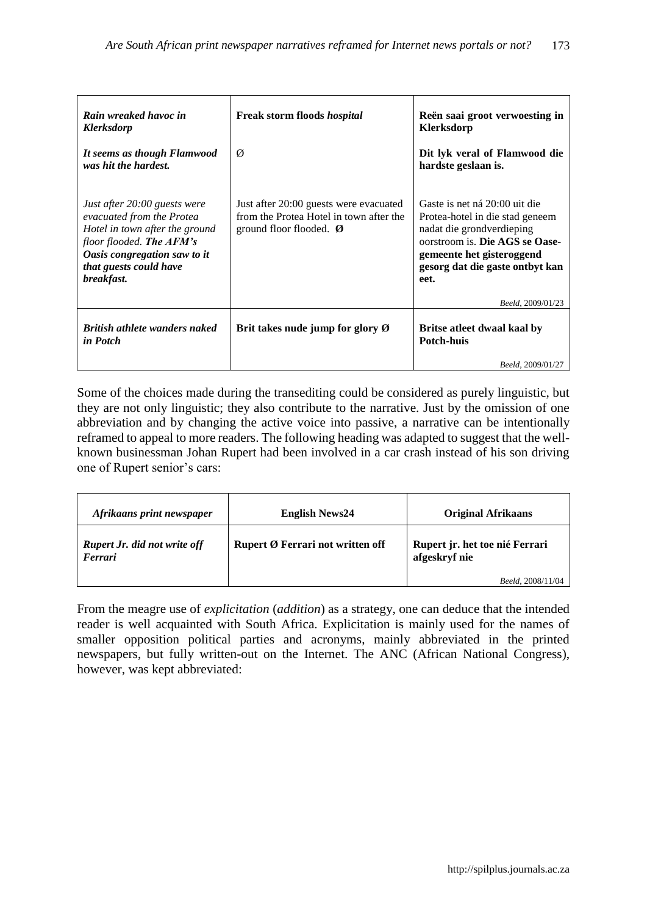| | | |
|---|---|---|
| ***Rain wreaked havoc in Klerksdorp*** <br><br> ***It seems as though Flamwood was hit the hardest.*** | **Freak storm floods *hospital*** <br><br> Ø | **Reën saai groot verwoesting in Klerksdorp** <br><br> **Dit lyk veral of Flamwood die hardste geslaan is.** |
| *Just after 20:00 guests were evacuated from the Protea Hotel in town after the ground floor flooded.* ***The AFM's Oasis congregation saw to it that guests could have breakfast.*** | Just after 20:00 guests were evacuated from the Protea Hotel in town after the ground floor flooded. **Ø** | Gaste is net ná 20:00 uit die Protea-hotel in die stad geneem nadat die grondverdieping oorstroom is. **Die AGS se Oase-gemeente het gisteroggend gesorg dat die gaste ontbyt kan eet.** <br><br> *Beeld*, 2009/01/23 |
| ***British athlete wanders naked in Potch*** | **Brit takes nude jump for glory Ø** | **Britse atleet dwaal kaal by Potch-huis** <br><br> *Beeld*, 2009/01/27 |

Some of the choices made during the transediting could be considered as purely linguistic, but they are not only linguistic; they also contribute to the narrative. Just by the omission of one abbreviation and by changing the active voice into passive, a narrative can be intentionally reframed to appeal to more readers. The following heading was adapted to suggest that the well-known businessman Johan Rupert had been involved in a car crash instead of his son driving one of Rupert senior's cars:

| *Afrikaans print newspaper* | **English News24** | **Original Afrikaans** |
|---|---|---|
| ***Rupert Jr. did not write off Ferrari*** | **Rupert Ø Ferrari not written off** | **Rupert jr. het toe nié Ferrari afgeskryf nie** <br><br> *Beeld*, 2008/11/04 |

From the meagre use of *explicitation* (*addition*) as a strategy, one can deduce that the intended reader is well acquainted with South Africa. Explicitation is mainly used for the names of smaller opposition political parties and acronyms, mainly abbreviated in the printed newspapers, but fully written-out on the Internet. The ANC (African National Congress), however, was kept abbreviated: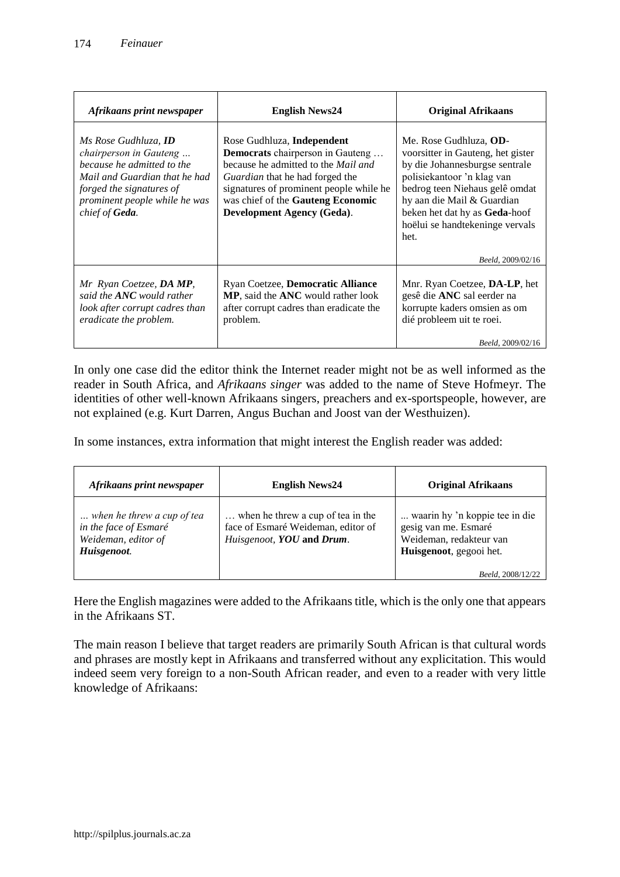| *Afrikaans print newspaper* | **English News24** | **Original Afrikaans** |
|---|---|---|
| *Ms Rose Gudhluza, **ID** chairperson in Gauteng … because he admitted to the Mail and Guardian that he had forged the signatures of prominent people while he was chief of **Geda**.* | Rose Gudhluza, **Independent Democrats** chairperson in Gauteng … because he admitted to the *Mail and Guardian* that he had forged the signatures of prominent people while he was chief of the **Gauteng Economic Development Agency (Geda)**. | Me. Rose Gudhluza, **OD**-voorsitter in Gauteng, het gister by die Johannesburgse sentrale polisiekantoor 'n klag van bedrog teen Niehaus gelê omdat hy aan die Mail & Guardian beken het dat hy as **Geda**-hoof hoëlui se handtekeninge vervals het. *Beeld*, 2009/02/16 |
| *Mr Ryan Coetzee, **DA MP**, said the **ANC** would rather look after corrupt cadres than eradicate the problem.* | Ryan Coetzee, **Democratic Alliance MP**, said the **ANC** would rather look after corrupt cadres than eradicate the problem. | Mnr. Ryan Coetzee, **DA-LP**, het gesê die **ANC** sal eerder na korrupte kaders omsien as om dié probleem uit te roei. *Beeld*, 2009/02/16 |

In only one case did the editor think the Internet reader might not be as well informed as the reader in South Africa, and *Afrikaans singer* was added to the name of Steve Hofmeyr. The identities of other well-known Afrikaans singers, preachers and ex-sportspeople, however, are not explained (e.g. Kurt Darren, Angus Buchan and Joost van der Westhuizen).

In some instances, extra information that might interest the English reader was added:

| *Afrikaans print newspaper* | **English News24** | **Original Afrikaans** |
|---|---|---|
| *... when he threw a cup of tea in the face of Esmaré Weideman, editor of **Huisgenoot**.* | … when he threw a cup of tea in the face of Esmaré Weideman, editor of *Huisgenoot*, ***YOU*** **and** ***Drum***. | ... waarin hy 'n koppie tee in die gesig van me. Esmaré Weideman, redakteur van **Huisgenoot**, gegooi het. *Beeld*, 2008/12/22 |

Here the English magazines were added to the Afrikaans title, which is the only one that appears in the Afrikaans ST.

The main reason I believe that target readers are primarily South African is that cultural words and phrases are mostly kept in Afrikaans and transferred without any explicitation. This would indeed seem very foreign to a non-South African reader, and even to a reader with very little knowledge of Afrikaans: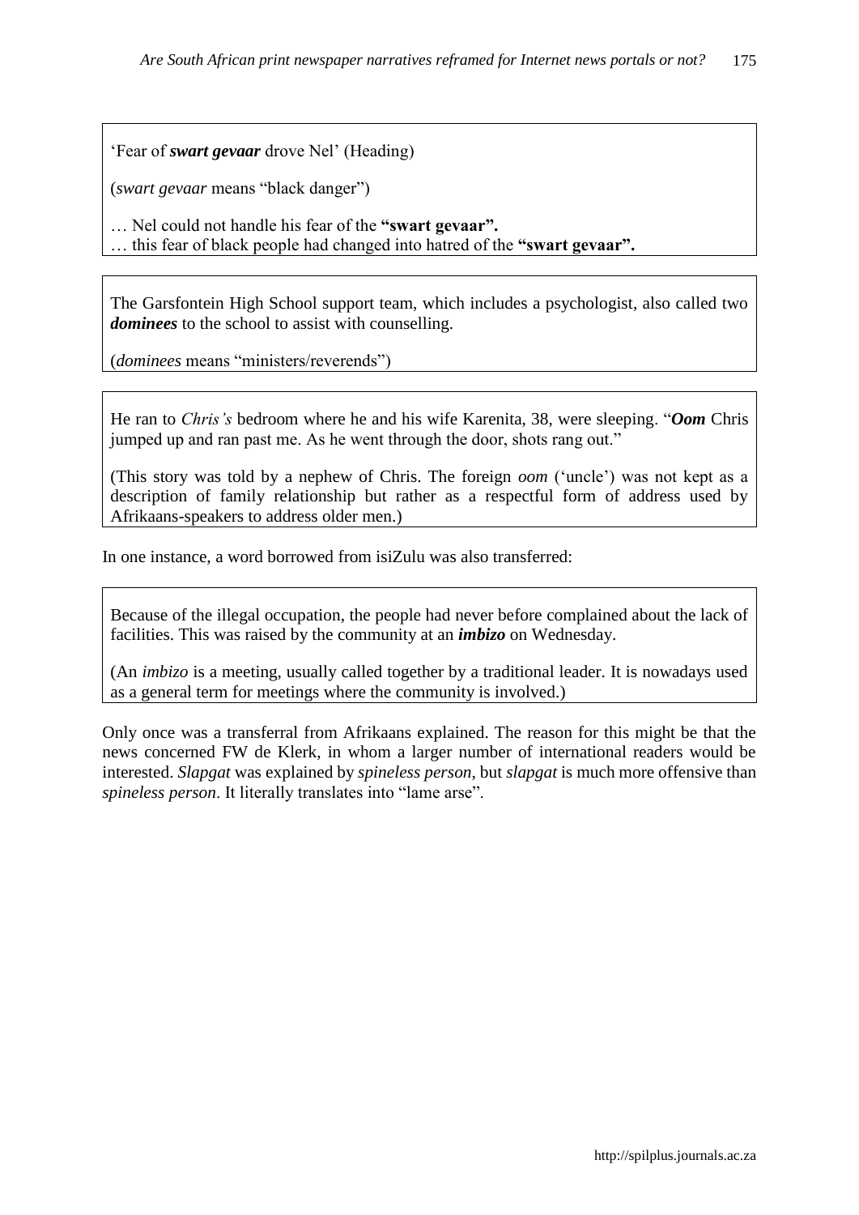'Fear of ***swart gevaar*** drove Nel' (Heading)

(*swart gevaar* means "black danger")

… Nel could not handle his fear of the **"swart gevaar".**
… this fear of black people had changed into hatred of the **"swart gevaar".**

The Garsfontein High School support team, which includes a psychologist, also called two ***dominees*** to the school to assist with counselling.

(*dominees* means "ministers/reverends")

He ran to *Chris's* bedroom where he and his wife Karenita, 38, were sleeping. "***Oom*** Chris jumped up and ran past me. As he went through the door, shots rang out."

(This story was told by a nephew of Chris. The foreign *oom* ('uncle') was not kept as a description of family relationship but rather as a respectful form of address used by Afrikaans-speakers to address older men.)

In one instance, a word borrowed from isiZulu was also transferred:

Because of the illegal occupation, the people had never before complained about the lack of facilities. This was raised by the community at an ***imbizo*** on Wednesday.

(An *imbizo* is a meeting, usually called together by a traditional leader. It is nowadays used as a general term for meetings where the community is involved.)

Only once was a transferral from Afrikaans explained. The reason for this might be that the news concerned FW de Klerk, in whom a larger number of international readers would be interested. *Slapgat* was explained by *spineless person*, but *slapgat* is much more offensive than *spineless person*. It literally translates into "lame arse".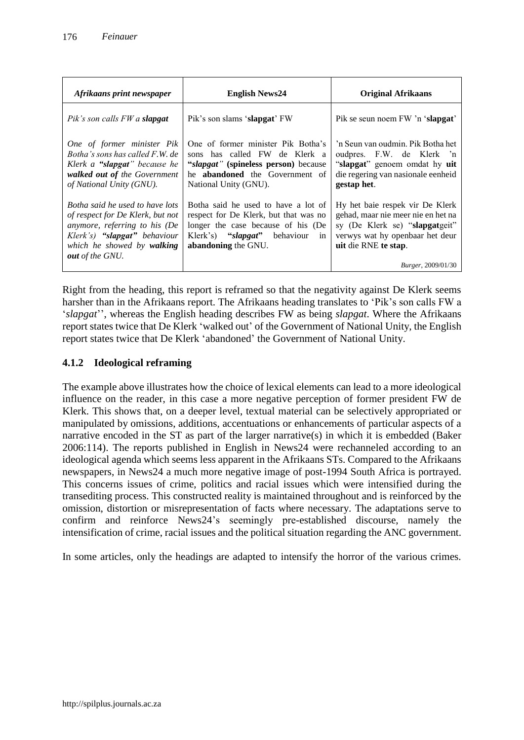| *Afrikaans print newspaper* | **English News24** | **Original Afrikaans** |
|---|---|---|
| *Pik's son calls FW a* ***slapgat*** | Pik's son slams '**slapgat**' FW | Pik se seun noem FW 'n '**slapgat**' |
| *One of former minister Pik Botha's sons has called F.W. de Klerk a* ***"slapgat"*** *because he* ***walked out of*** *the Government of National Unity (GNU).* | One of former minister Pik Botha's sons has called FW de Klerk a **"*slapgat*" (spineless person)** because he **abandoned** the Government of National Unity (GNU). | 'n Seun van oudmin. Pik Botha het oudpres. F.W. de Klerk 'n "**slapgat**" genoem omdat hy **uit** die regering van nasionale eenheid **gestap het**. |
| *Botha said he used to have lots of respect for De Klerk, but not anymore, referring to his (De Klerk's)* ***"slapgat"*** *behaviour which he showed by* ***walking out*** *of the GNU.* | Botha said he used to have a lot of respect for De Klerk, but that was no longer the case because of his (De Klerk's) **"*slapgat*"** behaviour in **abandoning** the GNU. | Hy het baie respek vir De Klerk gehad, maar nie meer nie en het na sy (De Klerk se) "**slapgat**geit" verwys wat hy openbaar het deur **uit** die RNE **te stap**.<br><br>*Burger*, 2009/01/30 |

Right from the heading, this report is reframed so that the negativity against De Klerk seems harsher than in the Afrikaans report. The Afrikaans heading translates to 'Pik's son calls FW a '*slapgat*'', whereas the English heading describes FW as being *slapgat*. Where the Afrikaans report states twice that De Klerk 'walked out' of the Government of National Unity, the English report states twice that De Klerk 'abandoned' the Government of National Unity.

### 4.1.2 Ideological reframing

The example above illustrates how the choice of lexical elements can lead to a more ideological influence on the reader, in this case a more negative perception of former president FW de Klerk. This shows that, on a deeper level, textual material can be selectively appropriated or manipulated by omissions, additions, accentuations or enhancements of particular aspects of a narrative encoded in the ST as part of the larger narrative(s) in which it is embedded (Baker 2006:114). The reports published in English in News24 were rechanneled according to an ideological agenda which seems less apparent in the Afrikaans STs. Compared to the Afrikaans newspapers, in News24 a much more negative image of post-1994 South Africa is portrayed. This concerns issues of crime, politics and racial issues which were intensified during the transediting process. This constructed reality is maintained throughout and is reinforced by the omission, distortion or misrepresentation of facts where necessary. The adaptations serve to confirm and reinforce News24's seemingly pre-established discourse, namely the intensification of crime, racial issues and the political situation regarding the ANC government.

In some articles, only the headings are adapted to intensify the horror of the various crimes.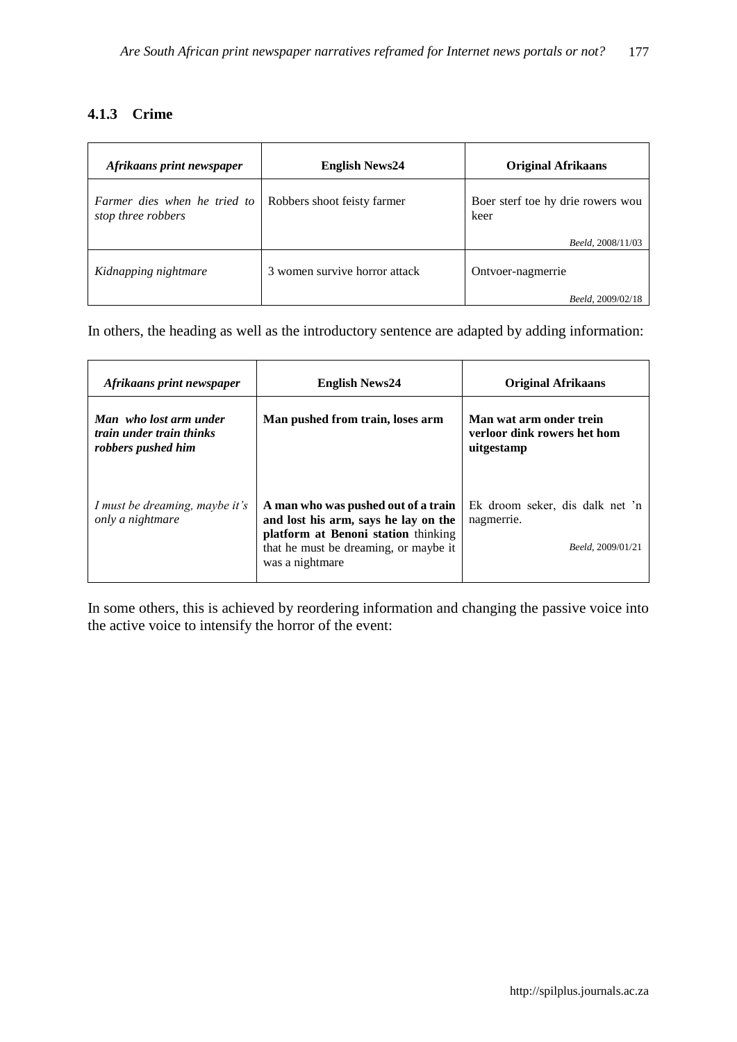### 4.1.3 Crime

| *Afrikaans print newspaper* | **English News24** | **Original Afrikaans** |
|---|---|---|
| *Farmer dies when he tried to stop three robbers* | Robbers shoot feisty farmer | Boer sterf toe hy drie rowers wou keer *Beeld*, 2008/11/03 |
| *Kidnapping nightmare* | 3 women survive horror attack | Ontvoer-nagmerrie *Beeld*, 2009/02/18 |

In others, the heading as well as the introductory sentence are adapted by adding information:

| *Afrikaans print newspaper* | **English News24** | **Original Afrikaans** |
|---|---|---|
| ***Man who lost arm under train thinks robbers pushed him*** | **Man pushed from train, loses arm** | **Man wat arm onder trein verloor dink rowers het hom uitgestamp** |
| *I must be dreaming, maybe it's only a nightmare* | **A man who was pushed out of a train and lost his arm, says he lay on the platform at Benoni station** thinking that he must be dreaming, or maybe it was a nightmare | Ek droom seker, dis dalk net 'n nagmerrie. *Beeld*, 2009/01/21 |

In some others, this is achieved by reordering information and changing the passive voice into the active voice to intensify the horror of the event: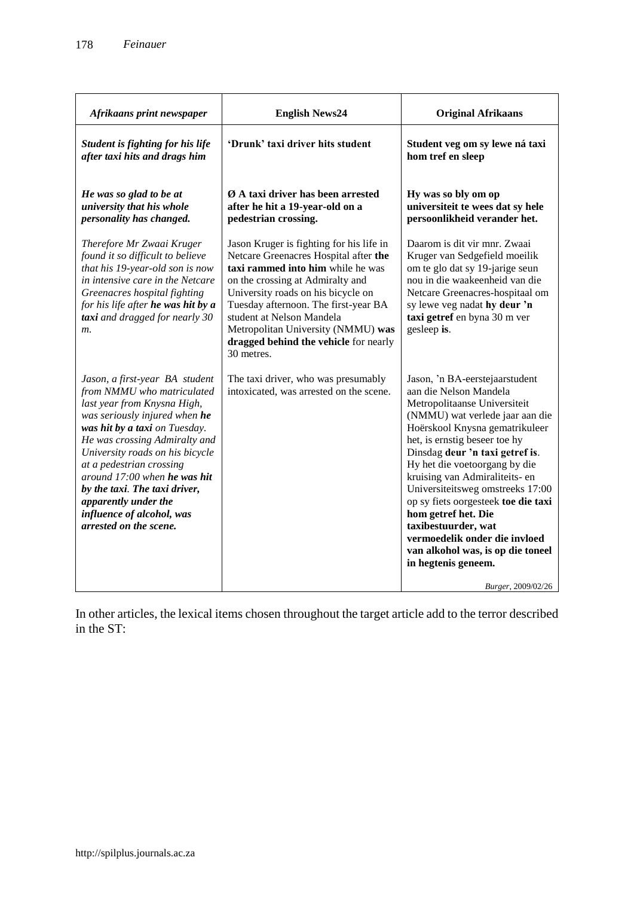| *Afrikaans print newspaper* | **English News24** | **Original Afrikaans** |
|---|---|---|
| ***Student is fighting for his life after taxi hits and drags him*** | **'Drunk' taxi driver hits student** | **Student veg om sy lewe ná taxi hom tref en sleep** |
| ***He was so glad to be at university that his whole personality has changed.*** | **Ø A taxi driver has been arrested after he hit a 19-year-old on a pedestrian crossing.** | **Hy was so bly om op universiteit te wees dat sy hele persoonlikheid verander het.** |
| *Therefore Mr Zwaai Kruger found it so difficult to believe that his 19-year-old son is now in intensive care in the Netcare Greenacres hospital fighting for his life after **he was hit by a taxi** and dragged for nearly 30 m.* | Jason Kruger is fighting for his life in Netcare Greenacres Hospital after **the taxi rammed into him** while he was on the crossing at Admiralty and University roads on his bicycle on Tuesday afternoon. The first-year BA student at Nelson Mandela Metropolitan University (NMMU) **was dragged behind the vehicle** for nearly 30 metres. | Daarom is dit vir mnr. Zwaai Kruger van Sedgefield moeilik om te glo dat sy 19-jarige seun nou in die waakeenheid van die Netcare Greenacres-hospitaal om sy lewe veg nadat **hy deur 'n taxi getref** en byna 30 m ver gesleep **is**. |
| *Jason, a first-year BA student from NMMU who matriculated last year from Knysna High, was seriously injured when **he was hit by a taxi** on Tuesday. He was crossing Admiralty and University roads on his bicycle at a pedestrian crossing around 17:00 when **he was hit by the taxi**. **The taxi driver, apparently under the influence of alcohol, was arrested on the scene.*** | The taxi driver, who was presumably intoxicated, was arrested on the scene. | Jason, 'n BA-eerstejaarstudent aan die Nelson Mandela Metropolitaanse Universiteit (NMMU) wat verlede jaar aan die Hoërskool Knysna gematrikuleer het, is ernstig beseer toe hy Dinsdag **deur 'n taxi getref is**. Hy het die voetoorgang by die kruising van Admiraliteits- en Universiteitsweg omstreeks 17:00 op sy fiets oorgesteek **toe die taxi hom getref het. Die taxibestuurder, wat vermoedelik onder die invloed van alkohol was, is op die toneel in hegtenis geneem.** <br><br> *Burger*, 2009/02/26 |

In other articles, the lexical items chosen throughout the target article add to the terror described in the ST: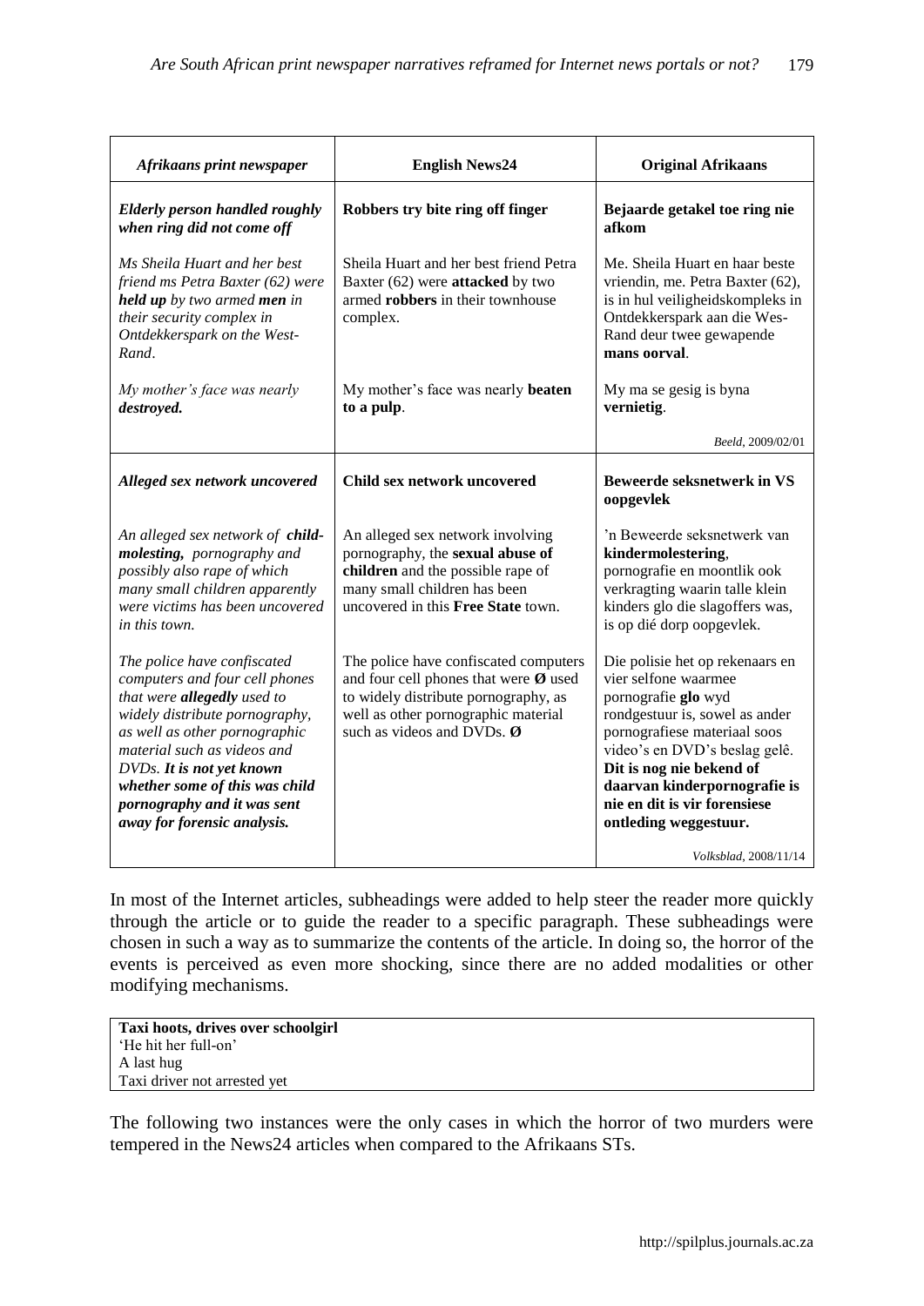| *Afrikaans print newspaper* | **English News24** | **Original Afrikaans** |
|---|---|---|
| ***Elderly person handled roughly when ring did not come off*** | **Robbers try bite ring off finger** | **Bejaarde getakel toe ring nie afkom** |
| *Ms Sheila Huart and her best friend ms Petra Baxter (62) were **held up** by two armed **men** in their security complex in Ontdekkerspark on the West-Rand.* | Sheila Huart and her best friend Petra Baxter (62) were **attacked** by two armed **robbers** in their townhouse complex. | Me. Sheila Huart en haar beste vriendin, me. Petra Baxter (62), is in hul veiligheidskompleks in Ontdekkerspark aan die Wes-Rand deur twee gewapende **mans oorval**. |
| *My mother's face was nearly **destroyed.*** | My mother's face was nearly **beaten to a pulp**. | My ma se gesig is byna **vernietig**.<br><br>*Beeld*, 2009/02/01 |
| ***Alleged sex network uncovered*** | **Child sex network uncovered** | **Beweerde seksnetwerk in VS oopgevlek** |
| *An alleged sex network of **child-molesting,** pornography and possibly also rape of which many small children apparently were victims has been uncovered in this town.* | An alleged sex network involving pornography, the **sexual abuse of children** and the possible rape of many small children has been uncovered in this **Free State** town. | 'n Beweerde seksnetwerk van **kindermolestering**, pornografie en moontlik ook verkragting waarin talle klein kinders glo die slagoffers was, is op dié dorp oopgevlek. |
| *The police have confiscated computers and four cell phones that were **allegedly** used to widely distribute pornography, as well as other pornographic material such as videos and DVDs. **It is not yet known whether some of this was child pornography and it was sent away for forensic analysis.*** | The police have confiscated computers and four cell phones that were **Ø** used to widely distribute pornography, as well as other pornographic material such as videos and DVDs. **Ø** | Die polisie het op rekenaars en vier selfone waarmee pornografie **glo** wyd rondgestuur is, sowel as ander pornografiese materiaal soos video's en DVD's beslag gelê. **Dit is nog nie bekend of daarvan kinderpornografie is nie en dit is vir forensiese ontleding weggestuur.**<br><br>*Volksblad*, 2008/11/14 |

In most of the Internet articles, subheadings were added to help steer the reader more quickly through the article or to guide the reader to a specific paragraph. These subheadings were chosen in such a way as to summarize the contents of the article. In doing so, the horror of the events is perceived as even more shocking, since there are no added modalities or other modifying mechanisms.

| |
|---|
| **Taxi hoots, drives over schoolgirl** |
| 'He hit her full-on' |
| A last hug |
| Taxi driver not arrested yet |

The following two instances were the only cases in which the horror of two murders were tempered in the News24 articles when compared to the Afrikaans STs.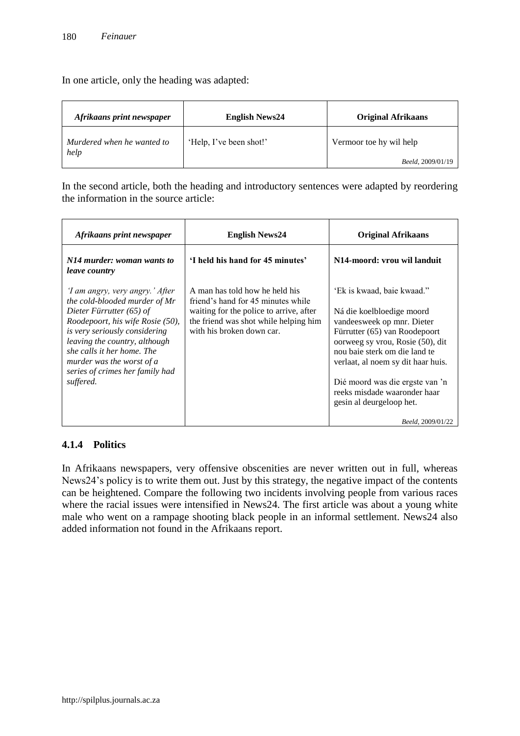In one article, only the heading was adapted:

| *Afrikaans print newspaper* | English News24 | Original Afrikaans |
| --- | --- | --- |
| *Murdered when he wanted to help* | 'Help, I've been shot!' | Vermoor toe hy wil help<br><br>*Beeld*, 2009/01/19 |

In the second article, both the heading and introductory sentences were adapted by reordering the information in the source article:

| *Afrikaans print newspaper* | English News24 | Original Afrikaans |
| --- | --- | --- |
| ***N14 murder: woman wants to leave country*** | **'I held his hand for 45 minutes'** | **N14-moord: vrou wil landuit** |
| *'I am angry, very angry.' After the cold-blooded murder of Mr Dieter Fürrutter (65) of Roodepoort, his wife Rosie (50), is very seriously considering leaving the country, although she calls it her home. The murder was the worst of a series of crimes her family had suffered.* | A man has told how he held his friend's hand for 45 minutes while waiting for the police to arrive, after the friend was shot while helping him with his broken down car. | 'Ek is kwaad, baie kwaad."<br><br>Ná die koelbloedige moord vandeesweek op mnr. Dieter Fürrutter (65) van Roodepoort oorweeg sy vrou, Rosie (50), dit nou baie sterk om die land te verlaat, al noem sy dit haar huis.<br><br>Dié moord was die ergste van 'n reeks misdade waaronder haar gesin al deurgeloop het.<br><br>*Beeld*, 2009/01/22 |

### 4.1.4 Politics

In Afrikaans newspapers, very offensive obscenities are never written out in full, whereas News24's policy is to write them out. Just by this strategy, the negative impact of the contents can be heightened. Compare the following two incidents involving people from various races where the racial issues were intensified in News24. The first article was about a young white male who went on a rampage shooting black people in an informal settlement. News24 also added information not found in the Afrikaans report.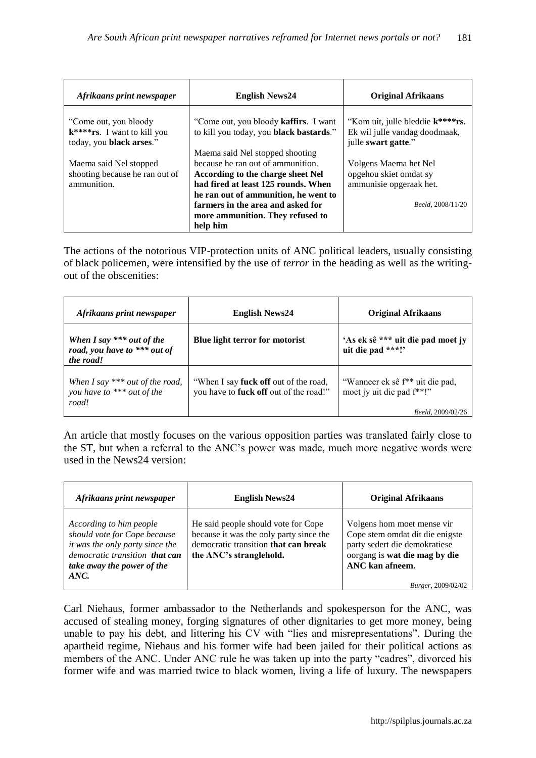| *Afrikaans print newspaper* | **English News24** | **Original Afrikaans** |
| --- | --- | --- |
| "Come out, you bloody **k****rs**. I want to kill you today, you **black arses**."<br><br>Maema said Nel stopped shooting because he ran out of ammunition. | "Come out, you bloody **kaffirs**. I want to kill you today, you **black bastards**."<br><br>Maema said Nel stopped shooting because he ran out of ammunition. **According to the charge sheet Nel had fired at least 125 rounds. When he ran out of ammunition, he went to farmers in the area and asked for more ammunition. They refused to help him** | "Kom uit, julle bleddie **k****rs**. Ek wil julle vandag doodmaak, julle **swart gatte**."<br><br>Volgens Maema het Nel opgehou skiet omdat sy ammunisie opgeraak het.<br><br>*Beeld*, 2008/11/20 |

The actions of the notorious VIP-protection units of ANC political leaders, usually consisting of black policemen, were intensified by the use of *terror* in the heading as well as the writing-out of the obscenities:

| *Afrikaans print newspaper* | **English News24** | **Original Afrikaans** |
| --- | --- | --- |
| ***When I say *** out of the road, you have to *** out of the road!*** | **Blue light terror for motorist** | **'As ek sê *** uit die pad moet jy uit die pad ***!'** |
| *When I say *** out of the road, you have to *** out of the road!* | "When I say **fuck off** out of the road, you have to **fuck off** out of the road!" | "Wanneer ek sê f** uit die pad, moet jy uit die pad f**!"<br><br>*Beeld*, 2009/02/26 |

An article that mostly focuses on the various opposition parties was translated fairly close to the ST, but when a referral to the ANC's power was made, much more negative words were used in the News24 version:

| *Afrikaans print newspaper* | **English News24** | **Original Afrikaans** |
| --- | --- | --- |
| *According to him people should vote for Cope because it was the only party since the democratic transition **that can take away the power of the ANC.*** | He said people should vote for Cope because it was the only party since the democratic transition **that can break the ANC's stranglehold.** | Volgens hom moet mense vir Cope stem omdat dit die enigste party sedert die demokratiese oorgang is **wat die mag by die ANC kan afneem.**<br><br>*Burger*, 2009/02/02 |

Carl Niehaus, former ambassador to the Netherlands and spokesperson for the ANC, was accused of stealing money, forging signatures of other dignitaries to get more money, being unable to pay his debt, and littering his CV with "lies and misrepresentations". During the apartheid regime, Niehaus and his former wife had been jailed for their political actions as members of the ANC. Under ANC rule he was taken up into the party "cadres", divorced his former wife and was married twice to black women, living a life of luxury. The newspapers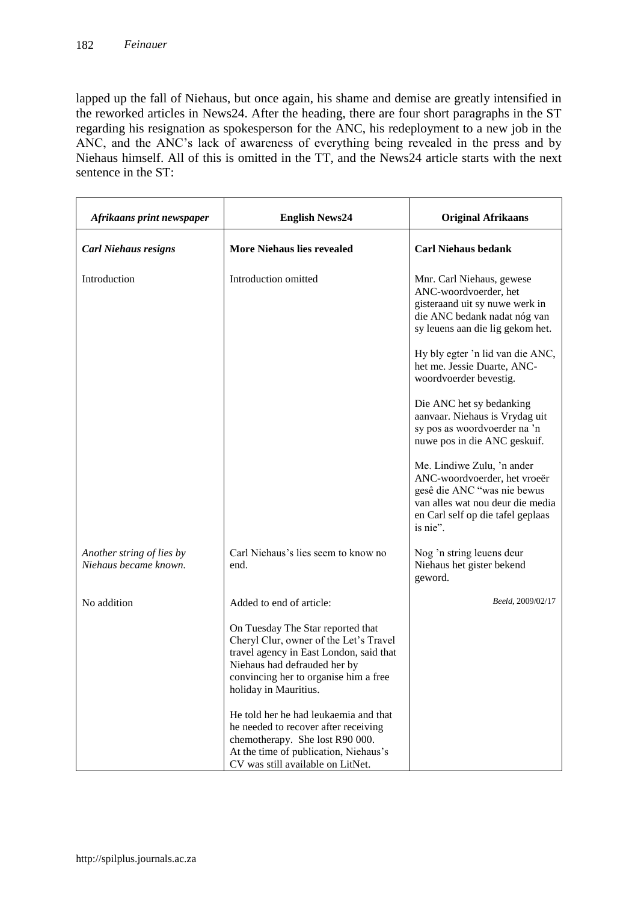lapped up the fall of Niehaus, but once again, his shame and demise are greatly intensified in the reworked articles in News24. After the heading, there are four short paragraphs in the ST regarding his resignation as spokesperson for the ANC, his redeployment to a new job in the ANC, and the ANC's lack of awareness of everything being revealed in the press and by Niehaus himself. All of this is omitted in the TT, and the News24 article starts with the next sentence in the ST:

| *Afrikaans print newspaper* | **English News24** | **Original Afrikaans** |
|---|---|---|
| ***Carl Niehaus resigns*** | **More Niehaus lies revealed** | **Carl Niehaus bedank** |
| Introduction | Introduction omitted | Mnr. Carl Niehaus, gewese ANC-woordvoerder, het gisteraand uit sy nuwe werk in die ANC bedank nadat nóg van sy leuens aan die lig gekom het.<br><br>Hy bly egter 'n lid van die ANC, het me. Jessie Duarte, ANC-woordvoerder bevestig.<br><br>Die ANC het sy bedanking aanvaar. Niehaus is Vrydag uit sy pos as woordvoerder na 'n nuwe pos in die ANC geskuif.<br><br>Me. Lindiwe Zulu, 'n ander ANC-woordvoerder, het vroeër gesê die ANC "was nie bewus van alles wat nou deur die media en Carl self op die tafel geplaas is nie". |
| *Another string of lies by Niehaus became known.* | Carl Niehaus's lies seem to know no end. | Nog 'n string leuens deur Niehaus het gister bekend geword. |
| No addition | Added to end of article:<br><br>On Tuesday The Star reported that Cheryl Clur, owner of the Let's Travel travel agency in East London, said that Niehaus had defrauded her by convincing her to organise him a free holiday in Mauritius.<br><br>He told her he had leukaemia and that he needed to recover after receiving chemotherapy. She lost R90 000. At the time of publication, Niehaus's CV was still available on LitNet. | *Beeld*, 2009/02/17 |

http://spilplus.journals.ac.za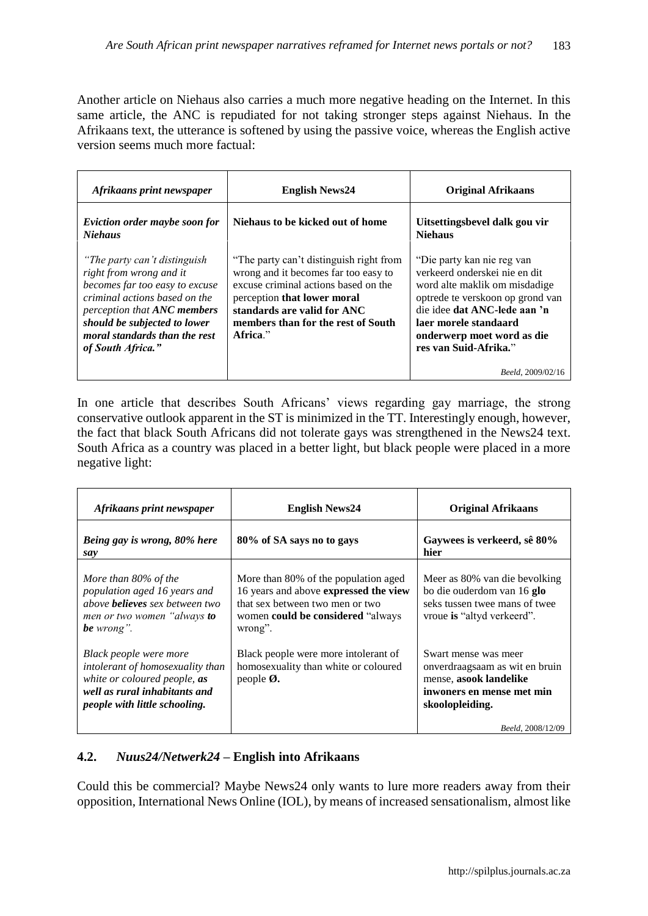Another article on Niehaus also carries a much more negative heading on the Internet. In this same article, the ANC is repudiated for not taking stronger steps against Niehaus. In the Afrikaans text, the utterance is softened by using the passive voice, whereas the English active version seems much more factual:

| *Afrikaans print newspaper* | **English News24** | **Original Afrikaans** |
|---|---|---|
| ***Eviction order maybe soon for Niehaus*** | **Niehaus to be kicked out of home** | **Uitsettingsbevel dalk gou vir Niehaus** |
| *"The party can't distinguish right from wrong and it becomes far too easy to excuse criminal actions based on the perception that **ANC members should be subjected to lower moral standards than the rest of South Africa.**"* | "The party can't distinguish right from wrong and it becomes far too easy to excuse criminal actions based on the perception **that lower moral standards are valid for ANC members than for the rest of South Africa**." | "Die party kan nie reg van verkeerd onderskei nie en dit word alte maklik om misdadige optrede te verskoon op grond van die idee **dat ANC-lede aan 'n laer morele standaard onderwerp moet word as die res van Suid-Afrika.**" *Beeld*, 2009/02/16 |

In one article that describes South Africans' views regarding gay marriage, the strong conservative outlook apparent in the ST is minimized in the TT. Interestingly enough, however, the fact that black South Africans did not tolerate gays was strengthened in the News24 text. South Africa as a country was placed in a better light, but black people were placed in a more negative light:

| *Afrikaans print newspaper* | **English News24** | **Original Afrikaans** |
|---|---|---|
| ***Being gay is wrong, 80% here say*** | **80% of SA says no to gays** | **Gaywees is verkeerd, sê 80% hier** |
| *More than 80% of the population aged 16 years and above **believes** sex between two men or two women "always **to be** wrong".* | More than 80% of the population aged 16 years and above **expressed the view** that sex between two men or two women **could be considered** "always wrong". | Meer as 80% van die bevolking bo die ouderdom van 16 **glo** seks tussen twee mans of twee vroue **is** "altyd verkeerd". |
| *Black people were more intolerant of homosexuality than white or coloured people, **as well as rural inhabitants and people with little schooling.*** | Black people were more intolerant of homosexuality than white or coloured people **Ø.** | Swart mense was meer onverdraagsaam as wit en bruin mense, **asook landelike inwoners en mense met min skoolopleiding.** *Beeld*, 2008/12/09 |

### 4.2. *Nuus24/Netwerk24* – English into Afrikaans

Could this be commercial? Maybe News24 only wants to lure more readers away from their opposition, International News Online (IOL), by means of increased sensationalism, almost like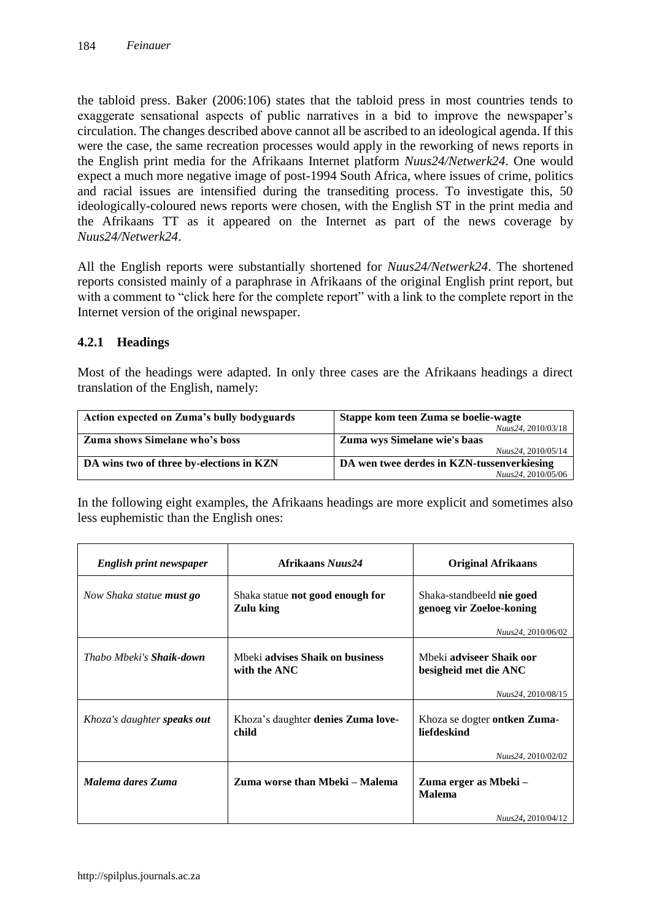the tabloid press. Baker (2006:106) states that the tabloid press in most countries tends to exaggerate sensational aspects of public narratives in a bid to improve the newspaper's circulation. The changes described above cannot all be ascribed to an ideological agenda. If this were the case, the same recreation processes would apply in the reworking of news reports in the English print media for the Afrikaans Internet platform *Nuus24/Netwerk24*. One would expect a much more negative image of post-1994 South Africa, where issues of crime, politics and racial issues are intensified during the transediting process. To investigate this, 50 ideologically-coloured news reports were chosen, with the English ST in the print media and the Afrikaans TT as it appeared on the Internet as part of the news coverage by *Nuus24/Netwerk24*.

All the English reports were substantially shortened for *Nuus24/Netwerk24*. The shortened reports consisted mainly of a paraphrase in Afrikaans of the original English print report, but with a comment to "click here for the complete report" with a link to the complete report in the Internet version of the original newspaper.

### 4.2.1 Headings

Most of the headings were adapted. In only three cases are the Afrikaans headings a direct translation of the English, namely:

| | |
|---|---|
| **Action expected on Zuma's bully bodyguards** | **Stappe kom teen Zuma se boelie-wagte** *Nuus24*, 2010/03/18 |
| **Zuma shows Simelane who's boss** | **Zuma wys Simelane wie's baas** *Nuus24*, 2010/05/14 |
| **DA wins two of three by-elections in KZN** | **DA wen twee derdes in KZN-tussenverkiesing** *Nuus24*, 2010/05/06 |

In the following eight examples, the Afrikaans headings are more explicit and sometimes also less euphemistic than the English ones:

| *English print newspaper* | **Afrikaans *Nuus24*** | **Original Afrikaans** |
|---|---|---|
| *Now Shaka statue **must go*** | Shaka statue **not good enough for Zulu king** | Shaka-standbeeld **nie goed genoeg vir Zoeloe-koning** *Nuus24*, 2010/06/02 |
| *Thabo Mbeki's **Shaik-down*** | Mbeki **advises Shaik on business with the ANC** | Mbeki **adviseer Shaik oor besigheid met die ANC** *Nuus24*, 2010/08/15 |
| *Khoza's daughter **speaks out*** | Khoza's daughter **denies Zuma love-child** | Khoza se dogter **ontken Zuma-liefdeskind** *Nuus24*, 2010/02/02 |
| ***Malema dares Zuma*** | **Zuma worse than Mbeki – Malema** | **Zuma erger as Mbeki – Malema** *Nuus24*, 2010/04/12 |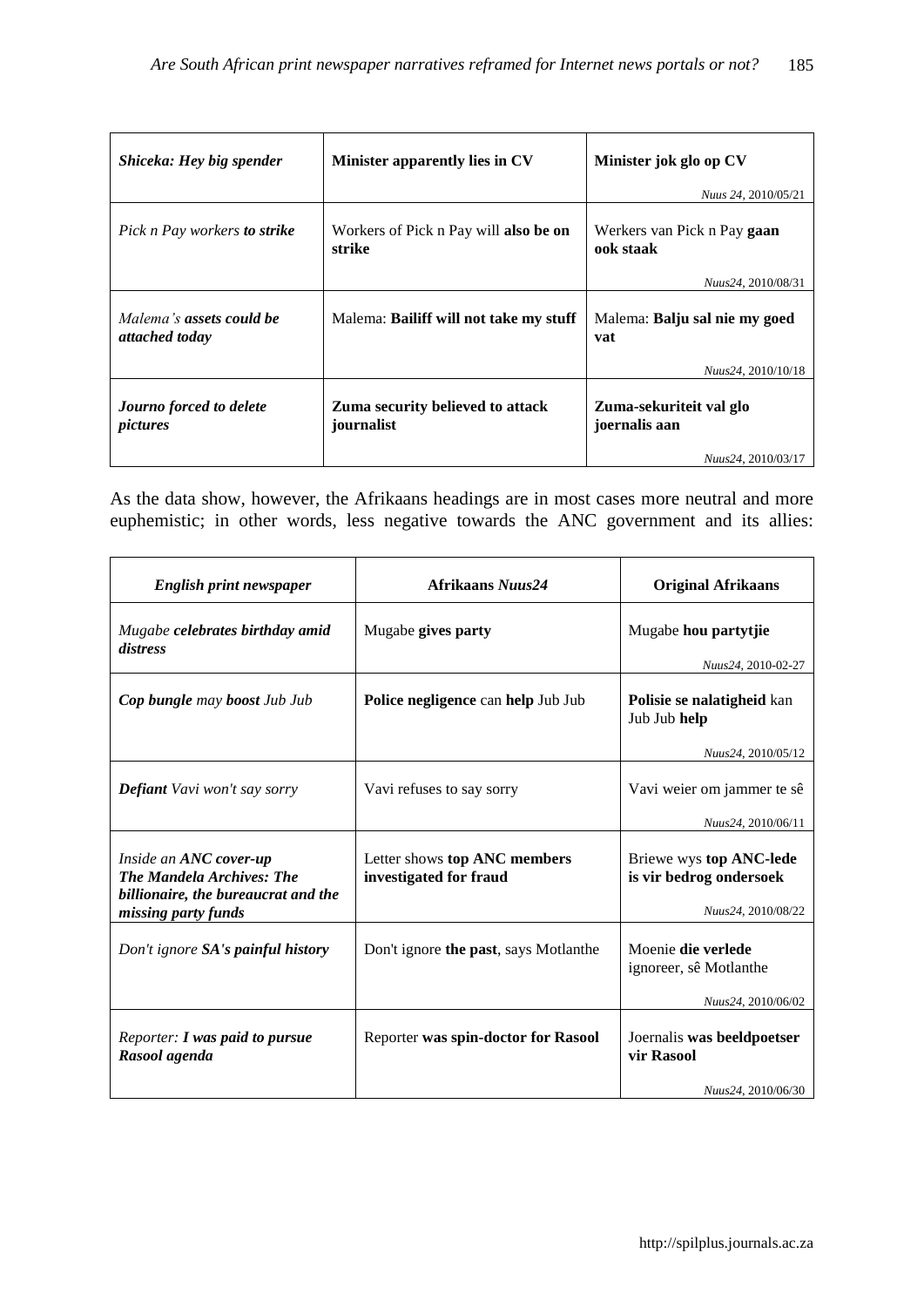| | | |
|---|---|---|
| ***Shiceka: Hey big spender*** | **Minister apparently lies in CV** | **Minister jok glo op CV**<br>*Nuus 24*, 2010/05/21 |
| *Pick n Pay workers **to strike*** | Workers of Pick n Pay will **also be on strike** | Werkers van Pick n Pay **gaan ook staak**<br>*Nuus24*, 2010/08/31 |
| *Malema's **assets could be attached today*** | Malema: **Bailiff will not take my stuff** | Malema: **Balju sal nie my goed vat**<br>*Nuus24*, 2010/10/18 |
| ***Journo forced to delete pictures*** | **Zuma security believed to attack journalist** | **Zuma-sekuriteit val glo joernalis aan**<br>*Nuus24*, 2010/03/17 |

As the data show, however, the Afrikaans headings are in most cases more neutral and more euphemistic; in other words, less negative towards the ANC government and its allies:

| *English print newspaper* | **Afrikaans *Nuus24*** | **Original Afrikaans** |
|---|---|---|
| *Mugabe **celebrates birthday amid distress*** | Mugabe **gives party** | Mugabe **hou partytjie**<br>*Nuus24*, 2010-02-27 |
| ***Cop bungle** may **boost** Jub Jub* | **Police negligence** can **help** Jub Jub | **Polisie se nalatigheid** kan Jub Jub **help**<br>*Nuus24*, 2010/05/12 |
| ***Defiant** Vavi won't say sorry* | Vavi refuses to say sorry | Vavi weier om jammer te sê<br>*Nuus24*, 2010/06/11 |
| *Inside an **ANC cover-up*** ***The Mandela Archives: The billionaire, the bureaucrat and the missing party funds*** | Letter shows **top ANC members investigated for fraud** | Briewe wys **top ANC-lede is vir bedrog ondersoek**<br>*Nuus24*, 2010/08/22 |
| *Don't ignore **SA's painful history*** | Don't ignore **the past**, says Motlanthe | Moenie **die verlede** ignoreer, sê Motlanthe<br>*Nuus24*, 2010/06/02 |
| *Reporter: **I was paid to pursue Rasool agenda*** | Reporter **was spin-doctor for Rasool** | Joernalis **was beeldpoetser vir Rasool**<br>*Nuus24*, 2010/06/30 |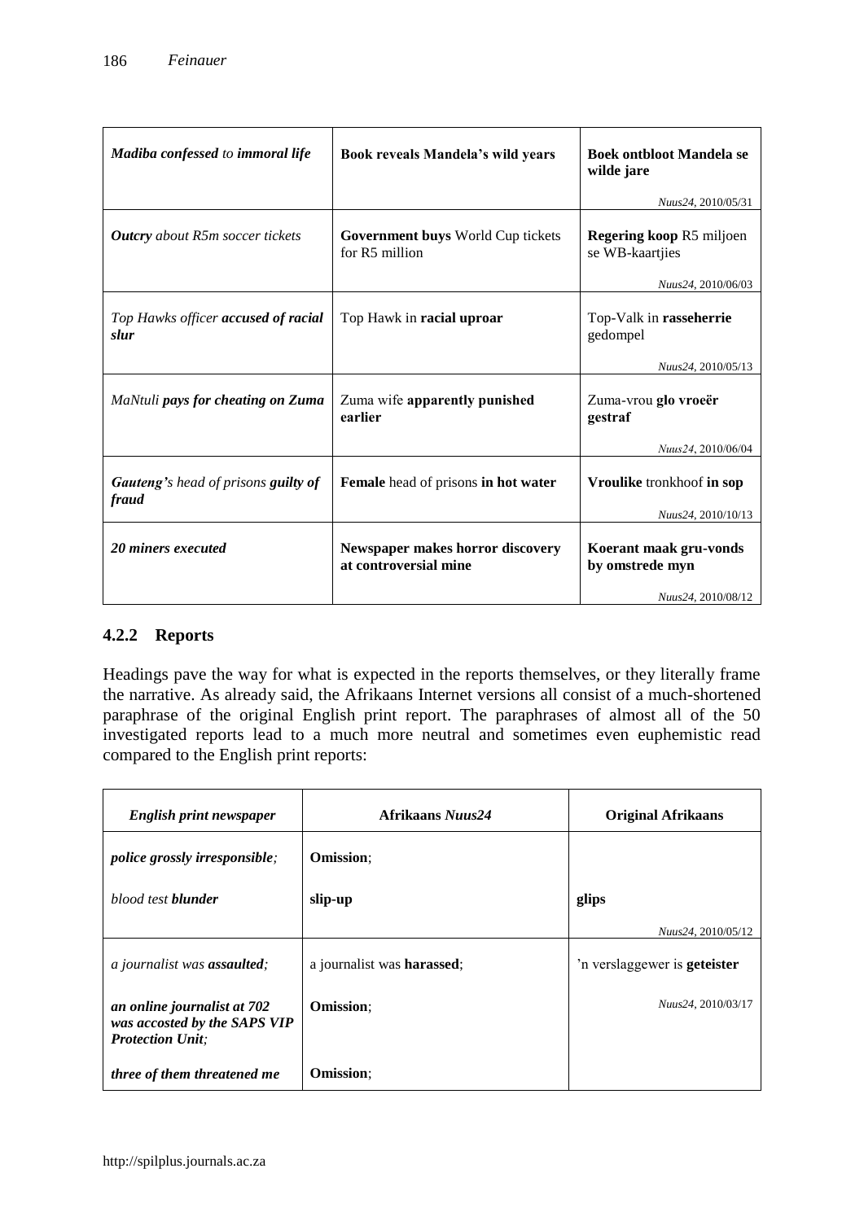| | | |
|---|---|---|
| ***Madiba confessed** to **immoral life*** | **Book reveals Mandela's wild years** | **Boek ontbloot Mandela se wilde jare**<br>*Nuus24*, 2010/05/31 |
| ***Outcry** about R5m soccer tickets* | **Government buys** World Cup tickets for R5 million | **Regering koop** R5 miljoen se WB-kaartjies<br>*Nuus24*, 2010/06/03 |
| *Top Hawks officer **accused of racial slur*** | Top Hawk in **racial uproar** | Top-Valk in **rasseherrie** gedompel<br>*Nuus24*, 2010/05/13 |
| *MaNtuli **pays for cheating on Zuma*** | Zuma wife **apparently punished earlier** | Zuma-vrou **glo vroeër gestraf**<br>*Nuus24*, 2010/06/04 |
| ***Gauteng's** head of prisons **guilty of fraud*** | **Female** head of prisons **in hot water** | **Vroulike** tronkhoof **in sop**<br>*Nuus24*, 2010/10/13 |
| ***20 miners executed*** | **Newspaper makes horror discovery at controversial mine** | **Koerant maak gru-vonds by omstrede myn**<br>*Nuus24*, 2010/08/12 |

### 4.2.2 Reports

Headings pave the way for what is expected in the reports themselves, or they literally frame the narrative. As already said, the Afrikaans Internet versions all consist of a much-shortened paraphrase of the original English print report. The paraphrases of almost all of the 50 investigated reports lead to a much more neutral and sometimes even euphemistic read compared to the English print reports:

| *English print newspaper* | **Afrikaans *Nuus24*** | **Original Afrikaans** |
|---|---|---|
| *police grossly irresponsible;* | **Omission**; | |
| *blood test **blunder*** | **slip-up** | **glips**<br>*Nuus24*, 2010/05/12 |
| *a journalist was **assaulted**;* | a journalist was **harassed**; | 'n verslaggewer is **geteister** |
| ***an online journalist at 702 was accosted by the SAPS VIP Protection Unit;*** | **Omission**; | *Nuus24*, 2010/03/17 |
| ***three of them threatened me*** | **Omission**; | |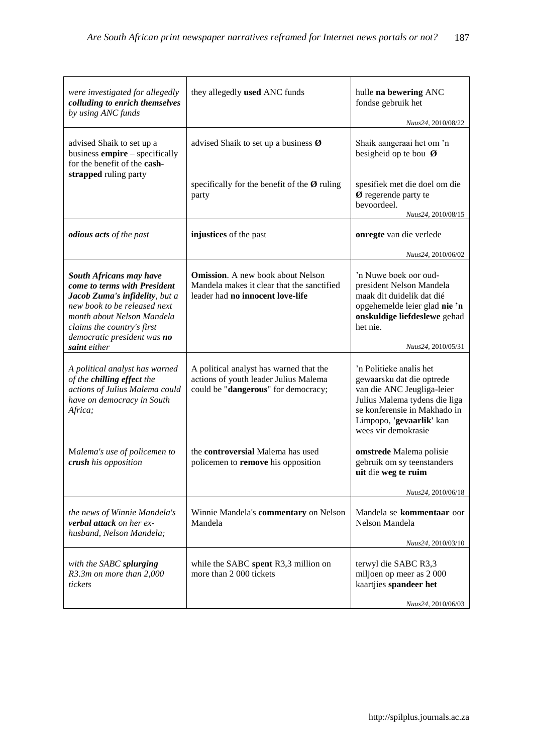| | | |
|---|---|---|
| *were investigated for allegedly **colluding to enrich themselves** by using ANC funds* | they allegedly **used** ANC funds | hulle **na bewering** ANC fondse gebruik het<br><br>*Nuus24*, 2010/08/22 |
| advised Shaik to set up a business **empire** – specifically for the benefit of the **cash-strapped** ruling party | advised Shaik to set up a business **Ø**<br><br>specifically for the benefit of the **Ø** ruling party | Shaik aangeraai het om 'n besigheid op te bou **Ø**<br><br>spesifiek met die doel om die **Ø** regerende party te bevoordeel.<br>*Nuus24*, 2010/08/15 |
| ***odious acts** of the past* | **injustices** of the past | **onregte** van die verlede<br><br>*Nuus24*, 2010/06/02 |
| ***South Africans may have come to terms with President Jacob Zuma's infidelity**, but a new book to be released next month about Nelson Mandela claims the country's first democratic president was **no saint** either* | **Omission**. A new book about Nelson Mandela makes it clear that the sanctified leader had **no innocent love-life** | 'n Nuwe boek oor oud-president Nelson Mandela maak dit duidelik dat dié opgehemelde leier glad **nie 'n onskuldige liefdeslewe** gehad het nie.<br><br>*Nuus24*, 2010/05/31 |
| *A political analyst has warned of the **chilling effect** the actions of Julius Malema could have on democracy in South Africa;*<br><br>Malema's *use of policemen to **crush** his opposition* | A political analyst has warned that the actions of youth leader Julius Malema could be "**dangerous**" for democracy;<br><br>the **controversial** Malema has used policemen to **remove** his opposition | 'n Politieke analis het gewaarsku dat die optrede van die ANC Jeugliga-leier Julius Malema tydens die liga se konferensie in Makhado in Limpopo, **'gevaarlik'** kan wees vir demokrasie<br><br>**omstrede** Malema polisie gebruik om sy teenstanders **uit** die **weg te ruim**<br><br>*Nuus24*, 2010/06/18 |
| *the news of Winnie Mandela's **verbal attack** on her ex-husband, Nelson Mandela;* | Winnie Mandela's **commentary** on Nelson Mandela | Mandela se **kommentaar** oor Nelson Mandela<br><br>*Nuus24*, 2010/03/10 |
| *with the SABC **splurging** R3.3m on more than 2,000 tickets* | while the SABC **spent** R3,3 million on more than 2 000 tickets | terwyl die SABC R3,3 miljoen op meer as 2 000 kaartjies **spandeer het**<br><br>*Nuus24*, 2010/06/03 |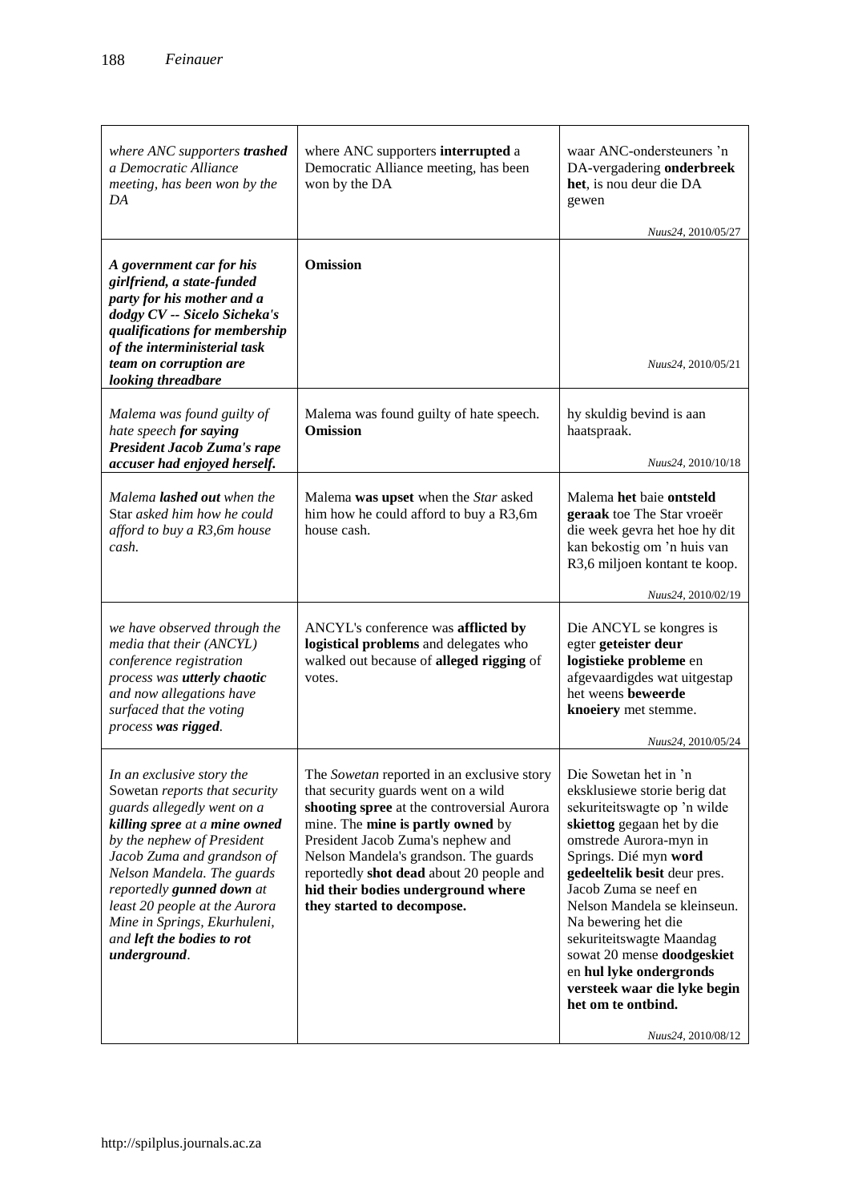| | | |
|---|---|---|
| *where ANC supporters **trashed** a Democratic Alliance meeting, has been won by the DA* | where ANC supporters **interrupted** a Democratic Alliance meeting, has been won by the DA | waar ANC-ondersteuners ’n DA-vergadering **onderbreek het**, is nou deur die DA gewen<br><br>*Nuus24*, 2010/05/27 |
| ***A government car for his girlfriend, a state-funded party for his mother and a dodgy CV -- Sicelo Sicheka's qualifications for membership of the interministerial task team on corruption are looking threadbare*** | **Omission** | *Nuus24*, 2010/05/21 |
| *Malema was found guilty of hate speech **for saying President Jacob Zuma's rape accuser had enjoyed herself.*** | Malema was found guilty of hate speech. **Omission** | hy skuldig bevind is aan haatspraak.<br><br>*Nuus24*, 2010/10/18 |
| *Malema **lashed out** when the* Star *asked him how he could afford to buy a R3,6m house cash.* | Malema **was upset** when the *Star* asked him how he could afford to buy a R3,6m house cash. | Malema **het baie ontsteld geraak** toe The Star vroeër die week gevra het hoe hy dit kan bekostig om ’n huis van R3,6 miljoen kontant te koop.<br><br>*Nuus24*, 2010/02/19 |
| *we have observed through the media that their (ANCYL) conference registration process was **utterly chaotic** and now allegations have surfaced that the voting process **was rigged**.* | ANCYL's conference was **afflicted by logistical problems** and delegates who walked out because of **alleged rigging** of votes. | Die ANCYL se kongres is egter **geteister deur logistieke probleme** en afgevaardigdes wat uitgestap het weens **beweerde knoeiery** met stemme.<br><br>*Nuus24*, 2010/05/24 |
| *In an exclusive story the* Sowetan *reports that security guards allegedly went on a **killing spree** at a **mine owned** by the nephew of President Jacob Zuma and grandson of Nelson Mandela. The guards reportedly **gunned down** at least 20 people at the Aurora Mine in Springs, Ekurhuleni, and **left the bodies to rot underground**.* | The *Sowetan* reported in an exclusive story that security guards went on a wild **shooting spree** at the controversial Aurora mine. The **mine is partly owned** by President Jacob Zuma's nephew and Nelson Mandela's grandson. The guards reportedly **shot dead** about 20 people and **hid their bodies underground where they started to decompose.** | Die Sowetan het in ’n eksklusiewe storie berig dat sekuriteitswagte op ’n wilde **skiettog** gegaan het by die omstrede Aurora-myn in Springs. Dié myn **word gedeeltelik besit** deur pres. Jacob Zuma se neef en Nelson Mandela se kleinseun. Na bewering het die sekuriteitswagte Maandag sowat 20 mense **doodgeskiet** en **hul lyke ondergronds versteek waar die lyke begin het om te ontbind.**<br><br>*Nuus24*, 2010/08/12 |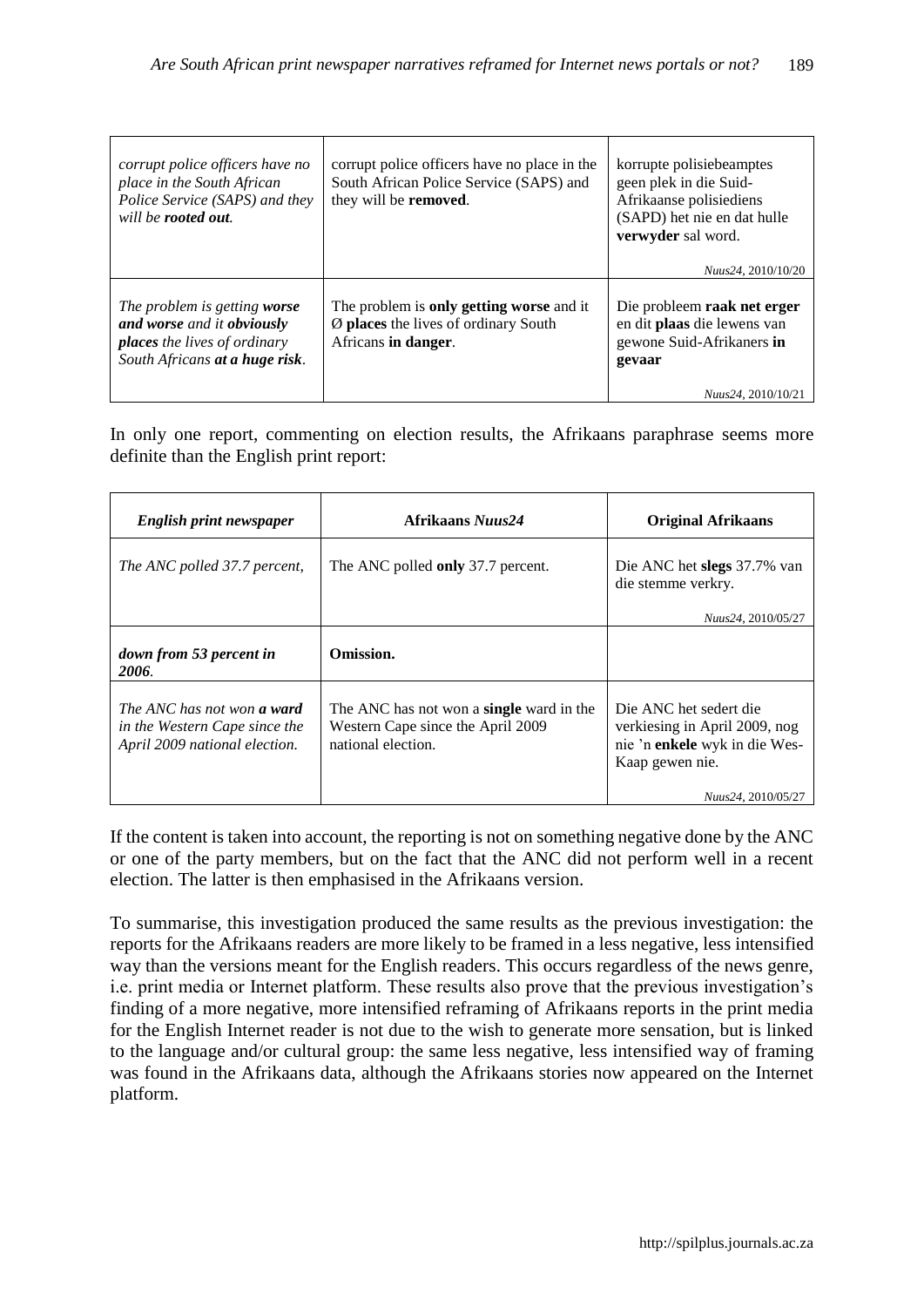| | | |
|---|---|---|
| *corrupt police officers have no place in the South African Police Service (SAPS) and they will be* ***rooted out****.* | corrupt police officers have no place in the South African Police Service (SAPS) and they will be **removed**. | korrupte polisiebeamptes geen plek in die Suid-Afrikaanse polisiediens (SAPD) het nie en dat hulle **verwyder** sal word.<br><br>*Nuus24*, 2010/10/20 |
| *The problem is getting* ***worse and worse*** *and it* ***obviously places*** *the lives of ordinary South Africans* ***at a huge risk****.* | The problem is **only getting worse** and it Ø **places** the lives of ordinary South Africans **in danger**. | Die probleem **raak net erger** en dit **plaas** die lewens van gewone Suid-Afrikaners **in gevaar**<br><br>*Nuus24*, 2010/10/21 |

In only one report, commenting on election results, the Afrikaans paraphrase seems more definite than the English print report:

| *English print newspaper* | Afrikaans *Nuus24* | Original Afrikaans |
|---|---|---|
| *The ANC polled 37.7 percent,* | The ANC polled **only** 37.7 percent. | Die ANC het **slegs** 37.7% van die stemme verkry.<br><br>*Nuus24*, 2010/05/27 |
| ***down from 53 percent in 2006****.* | **Omission.** | |
| *The ANC has not won* ***a ward*** *in the Western Cape since the April 2009 national election.* | The ANC has not won a **single** ward in the Western Cape since the April 2009 national election. | Die ANC het sedert die verkiesing in April 2009, nog nie 'n **enkele** wyk in die Wes-Kaap gewen nie.<br><br>*Nuus24*, 2010/05/27 |

If the content is taken into account, the reporting is not on something negative done by the ANC or one of the party members, but on the fact that the ANC did not perform well in a recent election. The latter is then emphasised in the Afrikaans version.

To summarise, this investigation produced the same results as the previous investigation: the reports for the Afrikaans readers are more likely to be framed in a less negative, less intensified way than the versions meant for the English readers. This occurs regardless of the news genre, i.e. print media or Internet platform. These results also prove that the previous investigation's finding of a more negative, more intensified reframing of Afrikaans reports in the print media for the English Internet reader is not due to the wish to generate more sensation, but is linked to the language and/or cultural group: the same less negative, less intensified way of framing was found in the Afrikaans data, although the Afrikaans stories now appeared on the Internet platform.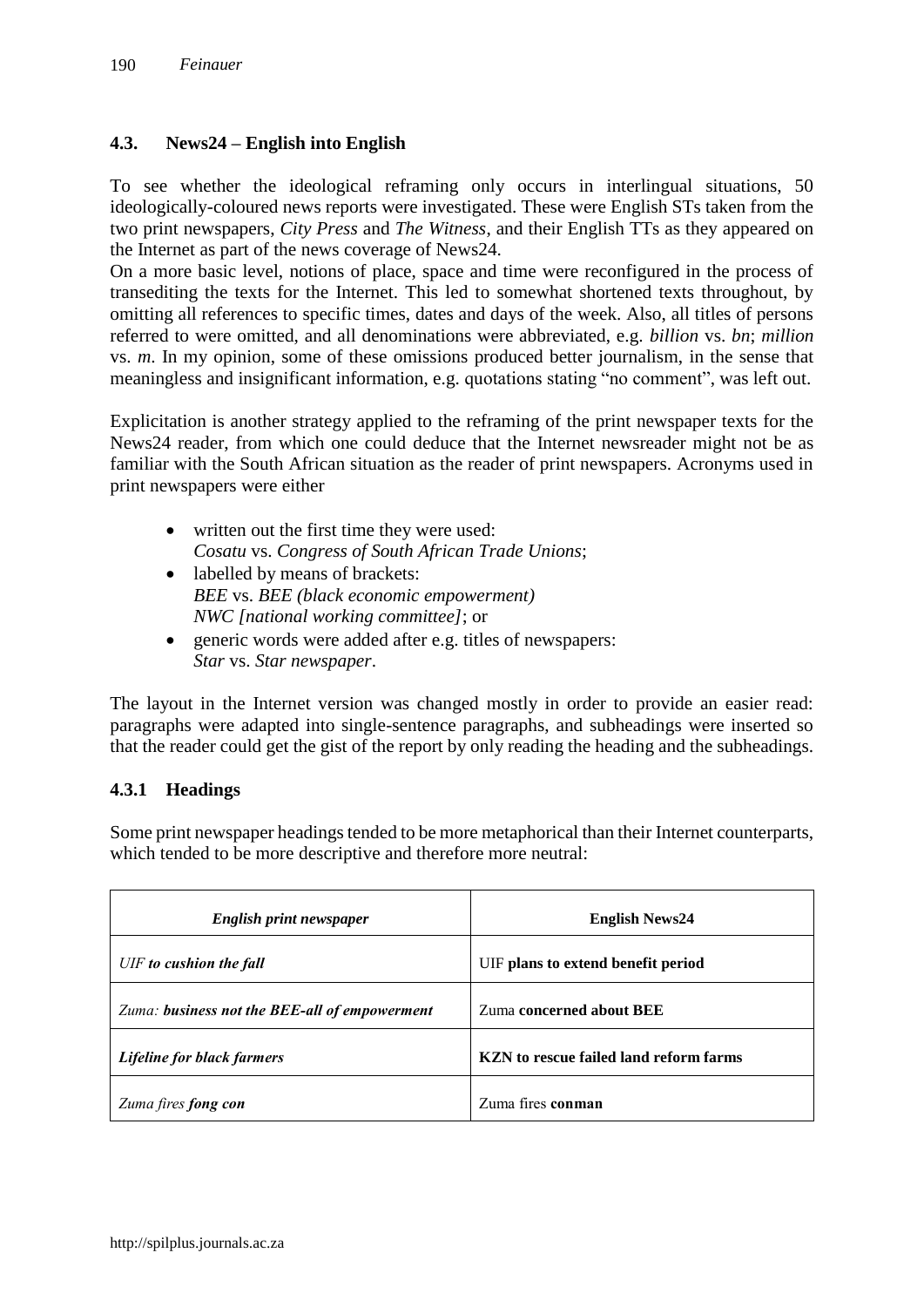### 4.3. News24 – English into English

To see whether the ideological reframing only occurs in interlingual situations, 50 ideologically-coloured news reports were investigated. These were English STs taken from the two print newspapers, *City Press* and *The Witness*, and their English TTs as they appeared on the Internet as part of the news coverage of News24.

On a more basic level, notions of place, space and time were reconfigured in the process of transediting the texts for the Internet. This led to somewhat shortened texts throughout, by omitting all references to specific times, dates and days of the week. Also, all titles of persons referred to were omitted, and all denominations were abbreviated, e.g. *billion* vs. *bn*; *million* vs. *m*. In my opinion, some of these omissions produced better journalism, in the sense that meaningless and insignificant information, e.g. quotations stating "no comment", was left out.

Explicitation is another strategy applied to the reframing of the print newspaper texts for the News24 reader, from which one could deduce that the Internet newsreader might not be as familiar with the South African situation as the reader of print newspapers. Acronyms used in print newspapers were either

- written out the first time they were used:
  *Cosatu* vs. *Congress of South African Trade Unions*;
- labelled by means of brackets:
  *BEE* vs. *BEE (black economic empowerment)*
  *NWC [national working committee]*; or
- generic words were added after e.g. titles of newspapers:
  *Star* vs. *Star newspaper*.

The layout in the Internet version was changed mostly in order to provide an easier read: paragraphs were adapted into single-sentence paragraphs, and subheadings were inserted so that the reader could get the gist of the report by only reading the heading and the subheadings.

#### 4.3.1 Headings

Some print newspaper headings tended to be more metaphorical than their Internet counterparts, which tended to be more descriptive and therefore more neutral:

| ***English print newspaper*** | **English News24** |
|---|---|
| *UIF* ***to cushion the fall*** | UIF **plans to extend benefit period** |
| *Zuma:* ***business not the BEE-all of empowerment*** | Zuma **concerned about BEE** |
| ***Lifeline for black farmers*** | **KZN to rescue failed land reform farms** |
| *Zuma fires* ***fong con*** | Zuma fires **conman** |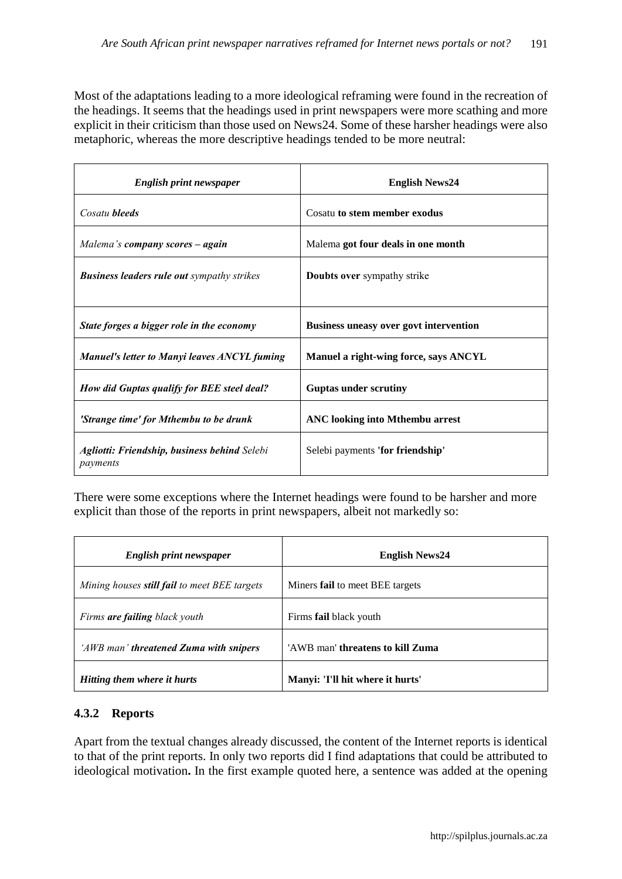Most of the adaptations leading to a more ideological reframing were found in the recreation of the headings. It seems that the headings used in print newspapers were more scathing and more explicit in their criticism than those used on News24. Some of these harsher headings were also metaphoric, whereas the more descriptive headings tended to be more neutral:

| ***English print newspaper*** | **English News24** |
|---|---|
| *Cosatu **bleeds*** | Cosatu **to stem member exodus** |
| *Malema's **company scores – again*** | Malema **got four deals in one month** |
| ***Business leaders rule out** sympathy strikes* | **Doubts over** sympathy strike |
| ***State forges a bigger role in the economy*** | **Business uneasy over govt intervention** |
| ***Manuel's letter to Manyi leaves ANCYL fuming*** | **Manuel a right-wing force, says ANCYL** |
| ***How did Guptas qualify for BEE steel deal?*** | **Guptas under scrutiny** |
| ***'Strange time' for Mthembu to be drunk*** | **ANC looking into Mthembu arrest** |
| ***Agliotti: Friendship, business behind** Selebi payments* | Selebi payments **'for friendship'** |

There were some exceptions where the Internet headings were found to be harsher and more explicit than those of the reports in print newspapers, albeit not markedly so:

| ***English print newspaper*** | **English News24** |
|---|---|
| *Mining houses **still fail** to meet BEE targets* | Miners **fail** to meet BEE targets |
| *Firms **are failing** black youth* | Firms **fail** black youth |
| *'AWB man' **threatened Zuma with snipers*** | 'AWB man' **threatens to kill Zuma** |
| ***Hitting them where it hurts*** | **Manyi: 'I'll hit where it hurts'** |

### 4.3.2 Reports

Apart from the textual changes already discussed, the content of the Internet reports is identical to that of the print reports. In only two reports did I find adaptations that could be attributed to ideological motivation**.** In the first example quoted here, a sentence was added at the opening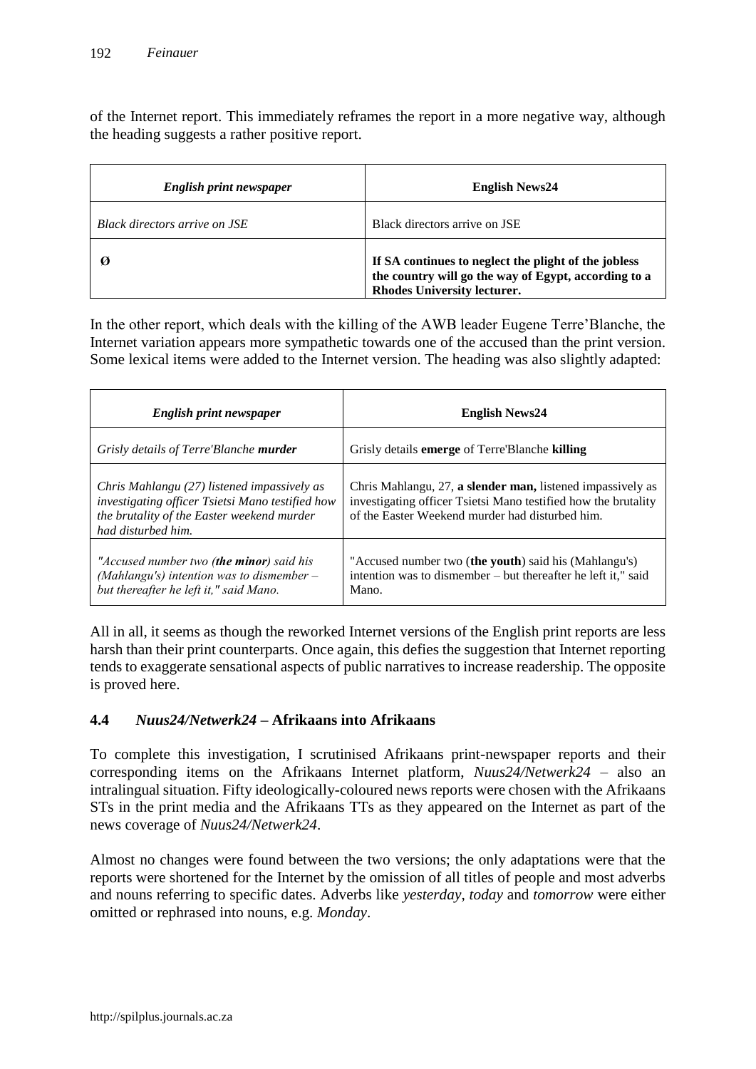of the Internet report. This immediately reframes the report in a more negative way, although the heading suggests a rather positive report.

| *English print newspaper* | **English News24** |
|---|---|
| *Black directors arrive on JSE* | Black directors arrive on JSE |
| **Ø** | **If SA continues to neglect the plight of the jobless the country will go the way of Egypt, according to a Rhodes University lecturer.** |

In the other report, which deals with the killing of the AWB leader Eugene Terre'Blanche, the Internet variation appears more sympathetic towards one of the accused than the print version. Some lexical items were added to the Internet version. The heading was also slightly adapted:

| *English print newspaper* | **English News24** |
|---|---|
| *Grisly details of Terre'Blanche **murder*** | Grisly details **emerge** of Terre'Blanche **killing** |
| *Chris Mahlangu (27) listened impassively as investigating officer Tsietsi Mano testified how the brutality of the Easter weekend murder had disturbed him.* | Chris Mahlangu, 27, **a slender man,** listened impassively as investigating officer Tsietsi Mano testified how the brutality of the Easter Weekend murder had disturbed him. |
| *"Accused number two (**the minor**) said his (Mahlangu's) intention was to dismember – but thereafter he left it," said Mano.* | "Accused number two (**the youth**) said his (Mahlangu's) intention was to dismember – but thereafter he left it," said Mano. |

All in all, it seems as though the reworked Internet versions of the English print reports are less harsh than their print counterparts. Once again, this defies the suggestion that Internet reporting tends to exaggerate sensational aspects of public narratives to increase readership. The opposite is proved here.

### 4.4 *Nuus24/Netwerk24* – Afrikaans into Afrikaans

To complete this investigation, I scrutinised Afrikaans print-newspaper reports and their corresponding items on the Afrikaans Internet platform, *Nuus24/Netwerk24* – also an intralingual situation. Fifty ideologically-coloured news reports were chosen with the Afrikaans STs in the print media and the Afrikaans TTs as they appeared on the Internet as part of the news coverage of *Nuus24/Netwerk24*.

Almost no changes were found between the two versions; the only adaptations were that the reports were shortened for the Internet by the omission of all titles of people and most adverbs and nouns referring to specific dates. Adverbs like *yesterday*, *today* and *tomorrow* were either omitted or rephrased into nouns, e.g. *Monday*.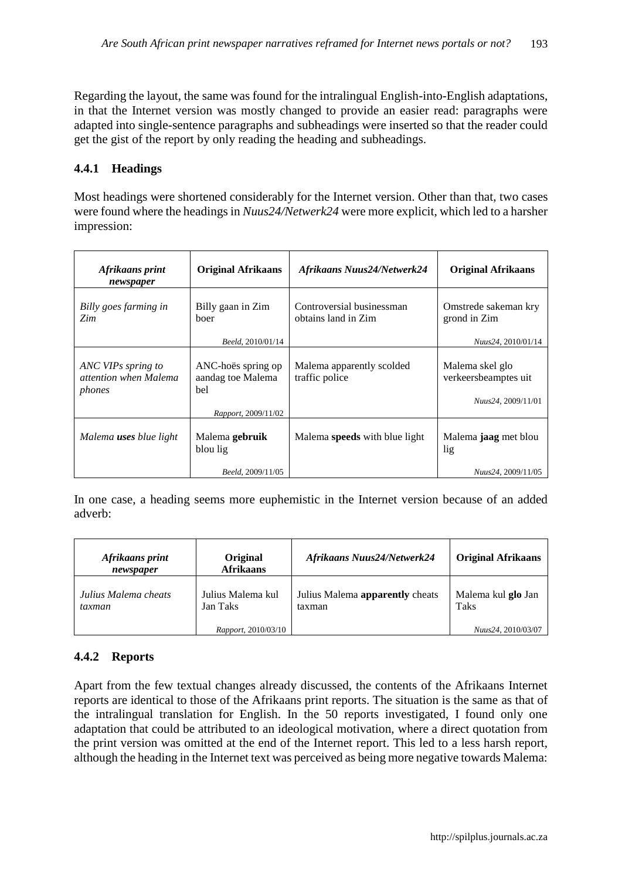Regarding the layout, the same was found for the intralingual English-into-English adaptations, in that the Internet version was mostly changed to provide an easier read: paragraphs were adapted into single-sentence paragraphs and subheadings were inserted so that the reader could get the gist of the report by only reading the heading and subheadings.

### 4.4.1 Headings

Most headings were shortened considerably for the Internet version. Other than that, two cases were found where the headings in *Nuus24/Netwerk24* were more explicit, which led to a harsher impression:

| *Afrikaans print newspaper* | **Original Afrikaans** | *Afrikaans Nuus24/Netwerk24* | **Original Afrikaans** |
|---|---|---|---|
| *Billy goes farming in Zim* | Billy gaan in Zim boer<br>*Beeld*, 2010/01/14 | Controversial businessman obtains land in Zim | Omstrede sakeman kry grond in Zim<br>*Nuus24*, 2010/01/14 |
| *ANC VIPs spring to attention when Malema phones* | ANC-hoës spring op aandag toe Malema bel<br>*Rapport*, 2009/11/02 | Malema apparently scolded traffic police | Malema skel glo verkeersbeamptes uit<br>*Nuus24*, 2009/11/01 |
| *Malema **uses** blue light* | Malema **gebruik** blou lig<br>*Beeld*, 2009/11/05 | Malema **speeds** with blue light | Malema **jaag** met blou lig<br>*Nuus24*, 2009/11/05 |

In one case, a heading seems more euphemistic in the Internet version because of an added adverb:

| *Afrikaans print newspaper* | **Original Afrikaans** | *Afrikaans Nuus24/Netwerk24* | **Original Afrikaans** |
|---|---|---|---|
| *Julius Malema cheats taxman* | Julius Malema kul Jan Taks<br>*Rapport*, 2010/03/10 | Julius Malema **apparently** cheats taxman | Malema kul **glo** Jan Taks<br>*Nuus24*, 2010/03/07 |

### 4.4.2 Reports

Apart from the few textual changes already discussed, the contents of the Afrikaans Internet reports are identical to those of the Afrikaans print reports. The situation is the same as that of the intralingual translation for English. In the 50 reports investigated, I found only one adaptation that could be attributed to an ideological motivation, where a direct quotation from the print version was omitted at the end of the Internet report. This led to a less harsh report, although the heading in the Internet text was perceived as being more negative towards Malema: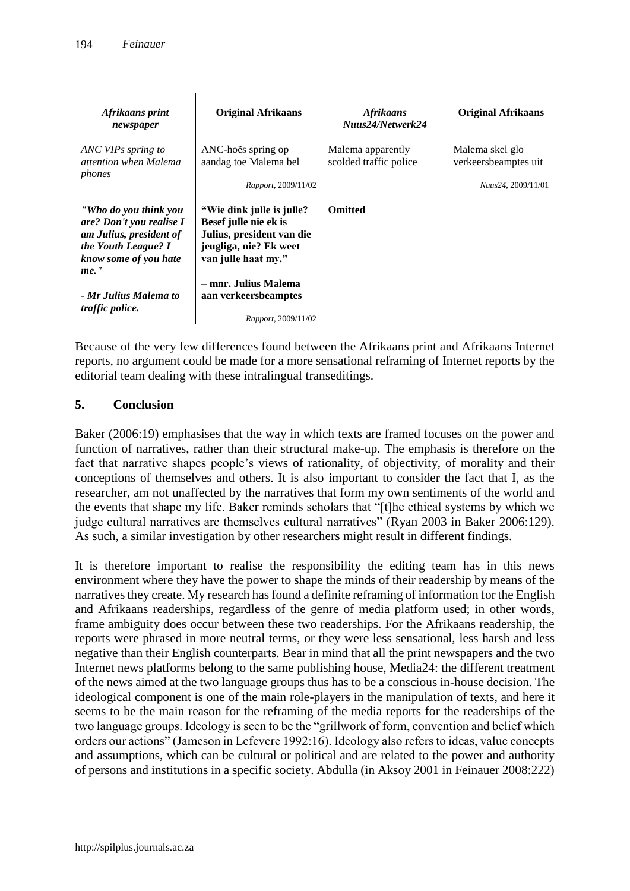| *Afrikaans print newspaper* | **Original Afrikaans** | ***Afrikaans Nuus24/Netwerk24*** | **Original Afrikaans** |
|---|---|---|---|
| *ANC VIPs spring to attention when Malema phones* | ANC-hoës spring op aandag toe Malema bel<br><br>*Rapport*, 2009/11/02 | Malema apparently scolded traffic police | Malema skel glo verkeersbeamptes uit<br><br>*Nuus24*, 2009/11/01 |
| ***"Who do you think you are? Don't you realise I am Julius, president of the Youth League? I know some of you hate me."***<br><br>***- Mr Julius Malema to traffic police.*** | **"Wie dink julle is julle? Besef julle nie ek is Julius, president van die jeugliga, nie? Ek weet van julle haat my."**<br><br>**– mnr. Julius Malema aan verkeersbeamptes**<br><br>*Rapport*, 2009/11/02 | **Omitted** | |

Because of the very few differences found between the Afrikaans print and Afrikaans Internet reports, no argument could be made for a more sensational reframing of Internet reports by the editorial team dealing with these intralingual transeditings.

## 5. Conclusion

Baker (2006:19) emphasises that the way in which texts are framed focuses on the power and function of narratives, rather than their structural make-up. The emphasis is therefore on the fact that narrative shapes people's views of rationality, of objectivity, of morality and their conceptions of themselves and others. It is also important to consider the fact that I, as the researcher, am not unaffected by the narratives that form my own sentiments of the world and the events that shape my life. Baker reminds scholars that "[t]he ethical systems by which we judge cultural narratives are themselves cultural narratives" (Ryan 2003 in Baker 2006:129). As such, a similar investigation by other researchers might result in different findings.

It is therefore important to realise the responsibility the editing team has in this news environment where they have the power to shape the minds of their readership by means of the narratives they create. My research has found a definite reframing of information for the English and Afrikaans readerships, regardless of the genre of media platform used; in other words, frame ambiguity does occur between these two readerships. For the Afrikaans readership, the reports were phrased in more neutral terms, or they were less sensational, less harsh and less negative than their English counterparts. Bear in mind that all the print newspapers and the two Internet news platforms belong to the same publishing house, Media24: the different treatment of the news aimed at the two language groups thus has to be a conscious in-house decision. The ideological component is one of the main role-players in the manipulation of texts, and here it seems to be the main reason for the reframing of the media reports for the readerships of the two language groups. Ideology is seen to be the "grillwork of form, convention and belief which orders our actions" (Jameson in Lefevere 1992:16). Ideology also refers to ideas, value concepts and assumptions, which can be cultural or political and are related to the power and authority of persons and institutions in a specific society. Abdulla (in Aksoy 2001 in Feinauer 2008:222)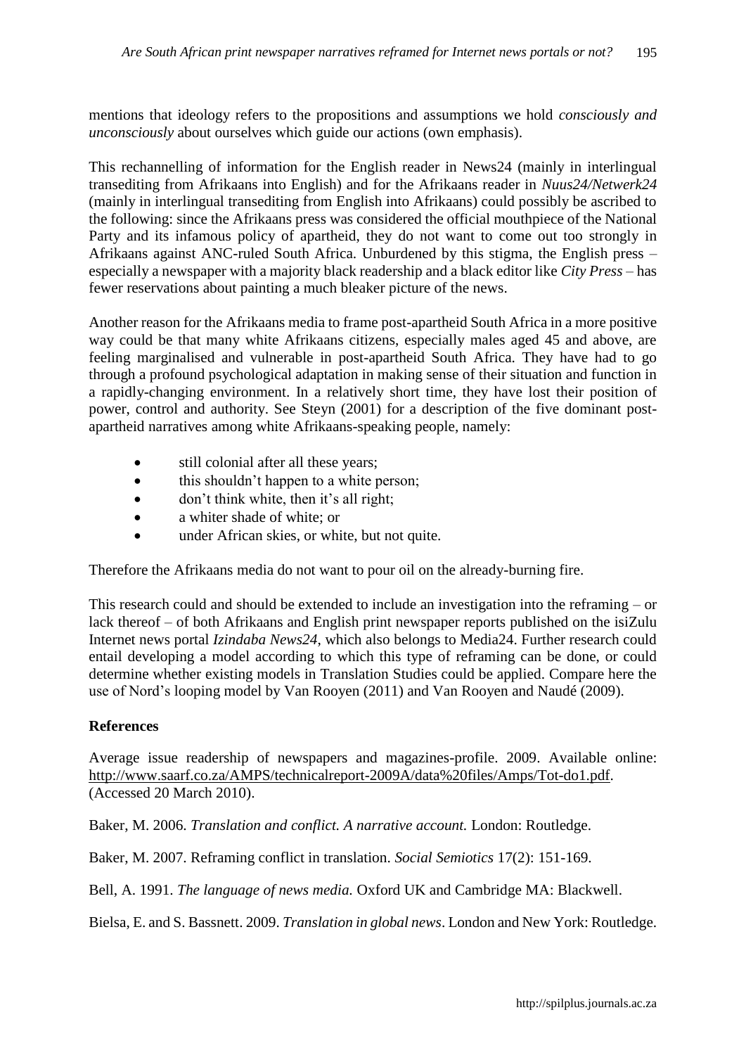mentions that ideology refers to the propositions and assumptions we hold *consciously and unconsciously* about ourselves which guide our actions (own emphasis).

This rechannelling of information for the English reader in News24 (mainly in interlingual transediting from Afrikaans into English) and for the Afrikaans reader in *Nuus24/Netwerk24* (mainly in interlingual transediting from English into Afrikaans) could possibly be ascribed to the following: since the Afrikaans press was considered the official mouthpiece of the National Party and its infamous policy of apartheid, they do not want to come out too strongly in Afrikaans against ANC-ruled South Africa. Unburdened by this stigma, the English press – especially a newspaper with a majority black readership and a black editor like *City Press* – has fewer reservations about painting a much bleaker picture of the news.

Another reason for the Afrikaans media to frame post-apartheid South Africa in a more positive way could be that many white Afrikaans citizens, especially males aged 45 and above, are feeling marginalised and vulnerable in post-apartheid South Africa. They have had to go through a profound psychological adaptation in making sense of their situation and function in a rapidly-changing environment. In a relatively short time, they have lost their position of power, control and authority. See Steyn (2001) for a description of the five dominant post-apartheid narratives among white Afrikaans-speaking people, namely:

- still colonial after all these years;
- this shouldn't happen to a white person;
- don't think white, then it's all right;
- a whiter shade of white; or
- under African skies, or white, but not quite.

Therefore the Afrikaans media do not want to pour oil on the already-burning fire.

This research could and should be extended to include an investigation into the reframing – or lack thereof – of both Afrikaans and English print newspaper reports published on the isiZulu Internet news portal *Izindaba News24*, which also belongs to Media24. Further research could entail developing a model according to which this type of reframing can be done, or could determine whether existing models in Translation Studies could be applied. Compare here the use of Nord's looping model by Van Rooyen (2011) and Van Rooyen and Naudé (2009).

**References**

Average issue readership of newspapers and magazines-profile. 2009. Available online: http://www.saarf.co.za/AMPS/technicalreport-2009A/data%20files/Amps/Tot-do1.pdf. (Accessed 20 March 2010).

Baker, M. 2006. *Translation and conflict. A narrative account.* London: Routledge.

Baker, M. 2007. Reframing conflict in translation. *Social Semiotics* 17(2): 151-169.

Bell, A. 1991. *The language of news media.* Oxford UK and Cambridge MA: Blackwell.

Bielsa, E. and S. Bassnett. 2009. *Translation in global news*. London and New York: Routledge.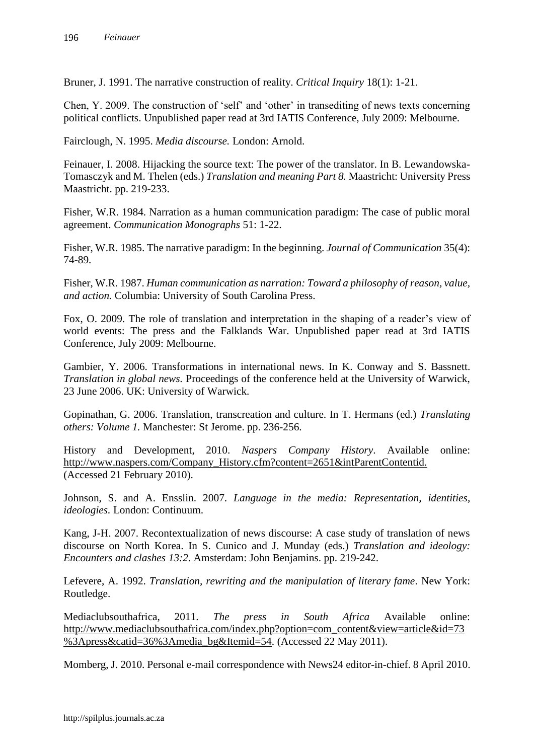Bruner, J. 1991. The narrative construction of reality. *Critical Inquiry* 18(1): 1-21.

Chen, Y. 2009. The construction of 'self' and 'other' in transediting of news texts concerning political conflicts. Unpublished paper read at 3rd IATIS Conference, July 2009: Melbourne.

Fairclough, N. 1995. *Media discourse.* London: Arnold.

Feinauer, I. 2008. Hijacking the source text: The power of the translator. In B. Lewandowska-Tomasczyk and M. Thelen (eds.) *Translation and meaning Part 8.* Maastricht: University Press Maastricht. pp. 219-233.

Fisher, W.R. 1984. Narration as a human communication paradigm: The case of public moral agreement. *Communication Monographs* 51: 1-22.

Fisher, W.R. 1985. The narrative paradigm: In the beginning. *Journal of Communication* 35(4): 74-89.

Fisher, W.R. 1987. *Human communication as narration: Toward a philosophy of reason, value, and action.* Columbia: University of South Carolina Press.

Fox, O. 2009. The role of translation and interpretation in the shaping of a reader's view of world events: The press and the Falklands War. Unpublished paper read at 3rd IATIS Conference, July 2009: Melbourne.

Gambier, Y. 2006. Transformations in international news. In K. Conway and S. Bassnett. *Translation in global news.* Proceedings of the conference held at the University of Warwick, 23 June 2006. UK: University of Warwick.

Gopinathan, G. 2006. Translation, transcreation and culture. In T. Hermans (ed.) *Translating others: Volume 1.* Manchester: St Jerome. pp. 236-256.

History and Development, 2010. *Naspers Company History*. Available online: http://www.naspers.com/Company_History.cfm?content=2651&intParentContentid. (Accessed 21 February 2010).

Johnson, S. and A. Ensslin. 2007. *Language in the media: Representation, identities, ideologies.* London: Continuum.

Kang, J-H. 2007. Recontextualization of news discourse: A case study of translation of news discourse on North Korea. In S. Cunico and J. Munday (eds.) *Translation and ideology: Encounters and clashes 13:2*. Amsterdam: John Benjamins. pp. 219-242.

Lefevere, A. 1992. *Translation, rewriting and the manipulation of literary fame*. New York: Routledge.

Mediaclubsouthafrica, 2011. *The press in South Africa* Available online: http://www.mediaclubsouthafrica.com/index.php?option=com_content&view=article&id=73%3Apress&catid=36%3Amedia_bg&Itemid=54. (Accessed 22 May 2011).

Momberg, J. 2010. Personal e-mail correspondence with News24 editor-in-chief. 8 April 2010.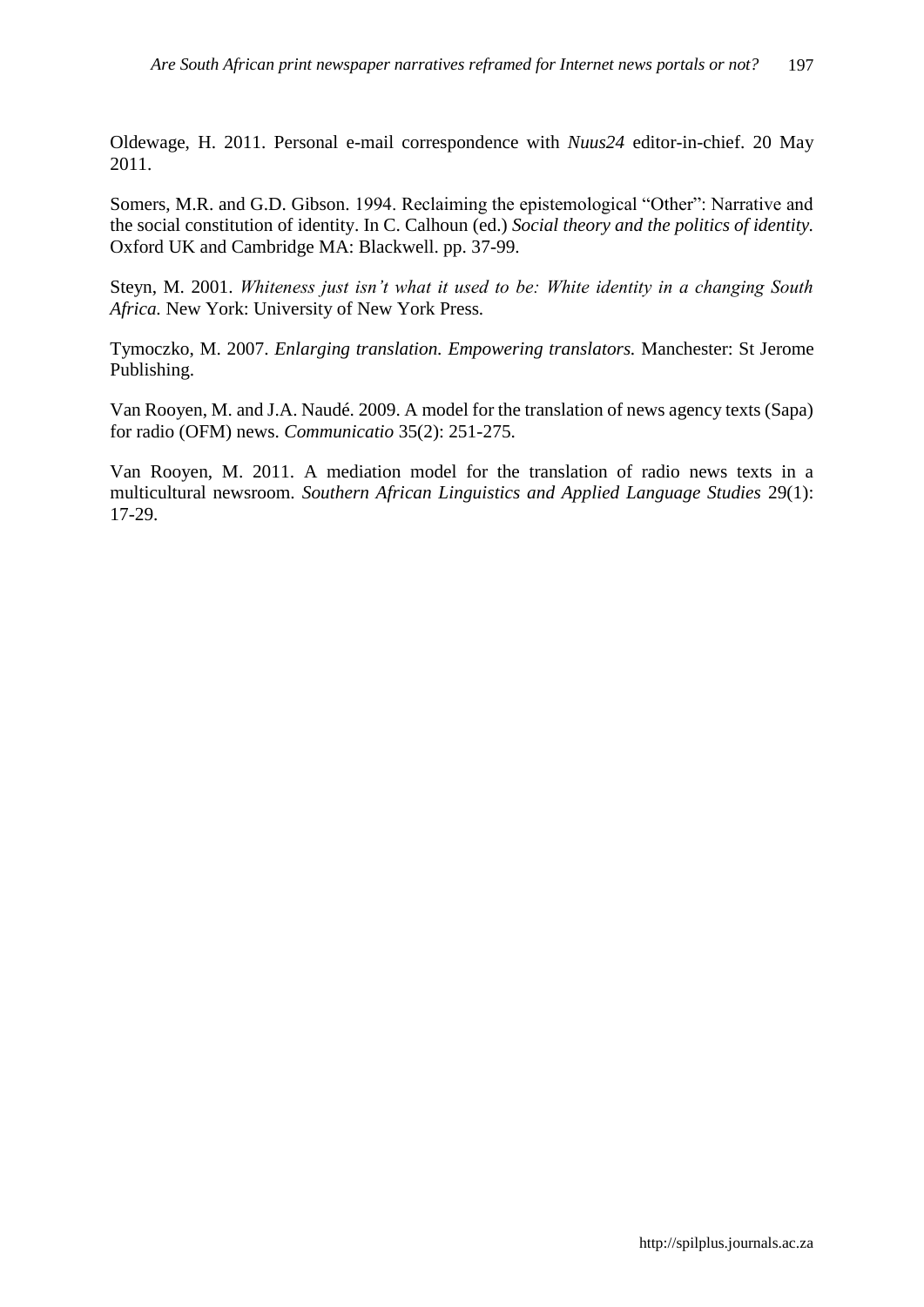Oldewage, H. 2011. Personal e-mail correspondence with *Nuus24* editor-in-chief. 20 May 2011.

Somers, M.R. and G.D. Gibson. 1994. Reclaiming the epistemological "Other": Narrative and the social constitution of identity. In C. Calhoun (ed.) *Social theory and the politics of identity.* Oxford UK and Cambridge MA: Blackwell. pp. 37-99.

Steyn, M. 2001. *Whiteness just isn't what it used to be: White identity in a changing South Africa.* New York: University of New York Press.

Tymoczko, M. 2007. *Enlarging translation. Empowering translators.* Manchester: St Jerome Publishing.

Van Rooyen, M. and J.A. Naudé. 2009. A model for the translation of news agency texts (Sapa) for radio (OFM) news. *Communicatio* 35(2): 251-275.

Van Rooyen, M. 2011. A mediation model for the translation of radio news texts in a multicultural newsroom. *Southern African Linguistics and Applied Language Studies* 29(1): 17-29.